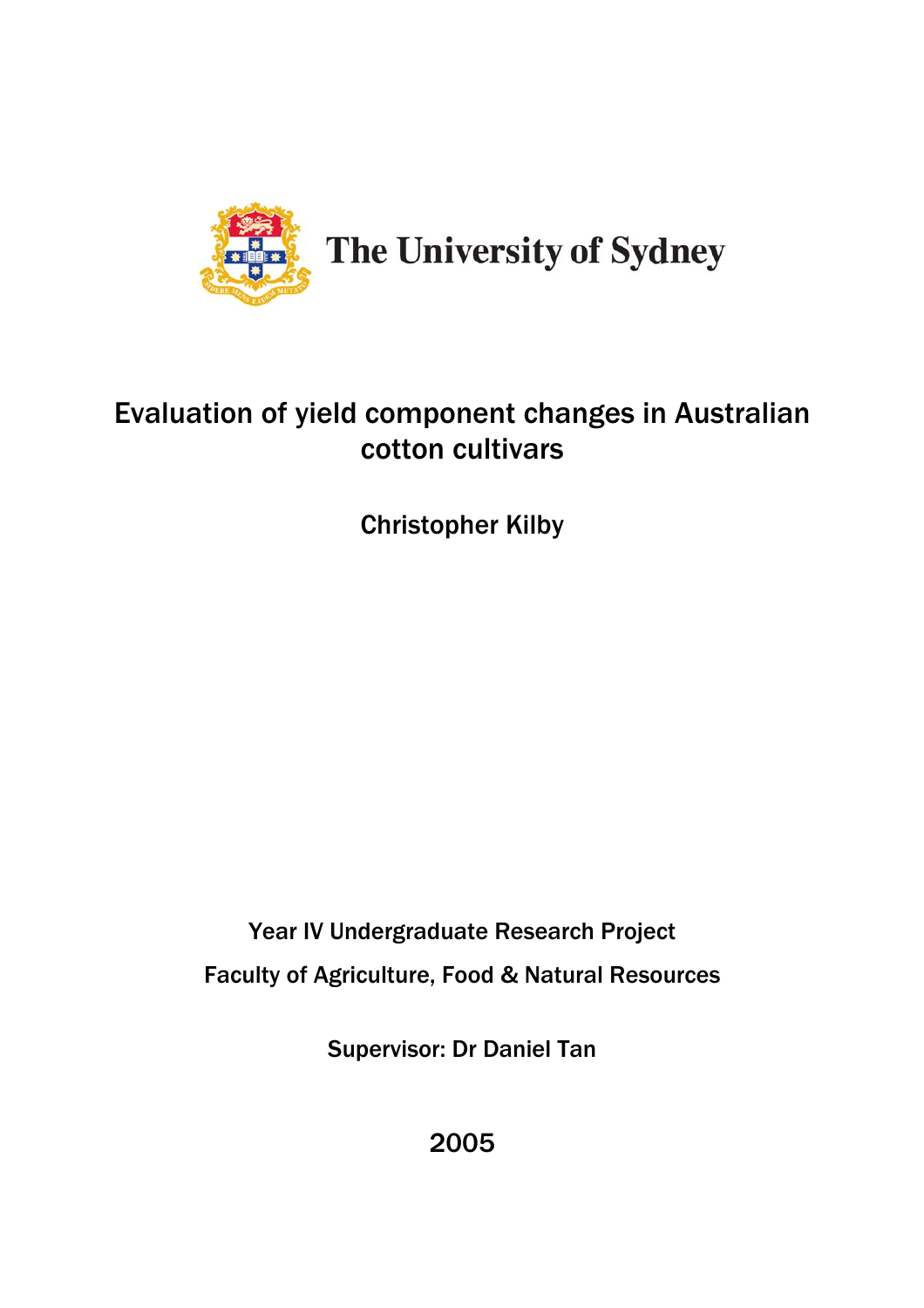The University of Sydney

# Evaluation of yield component changes in Australian cotton cultivars

Christopher Kilby

Year IV Undergraduate Research Project

Faculty of Agriculture, Food & Natural Resources

Supervisor: Dr Daniel Tan

2005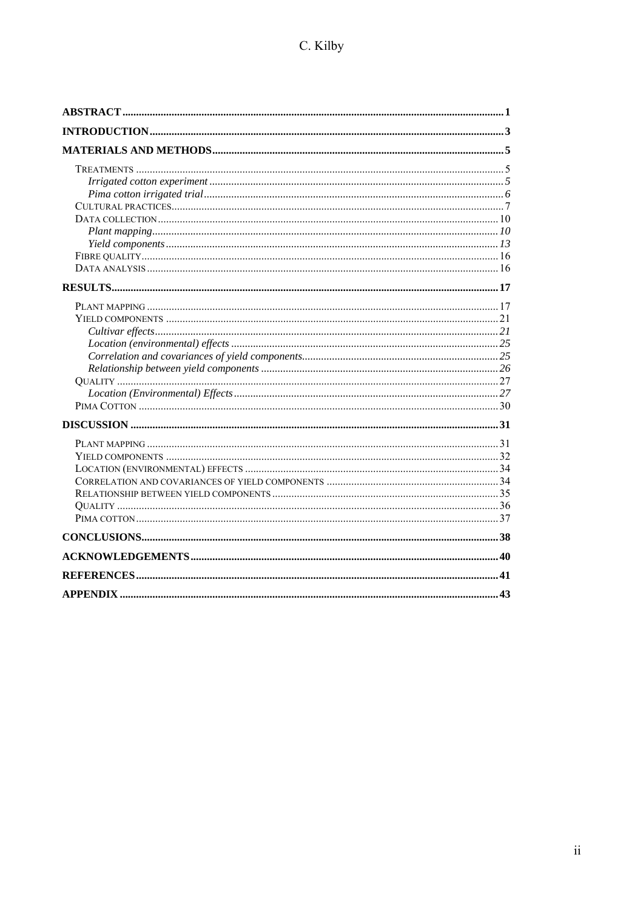**ABSTRACT** .......... 1

**INTRODUCTION** .......... 3

**MATERIALS AND METHODS** .......... 5

- TREATMENTS .......... 5
  - *Irrigated cotton experiment* .......... 5
  - *Pima cotton irrigated trial* .......... 6
- CULTURAL PRACTICES .......... 7
- DATA COLLECTION .......... 10
  - *Plant mapping* .......... 10
  - *Yield components* .......... 13
- FIBRE QUALITY .......... 16
- DATA ANALYSIS .......... 16

**RESULTS** .......... 17

- PLANT MAPPING .......... 17
- YIELD COMPONENTS .......... 21
  - *Cultivar effects* .......... 21
  - *Location (environmental) effects* .......... 25
  - *Correlation and covariances of yield components* .......... 25
  - *Relationship between yield components* .......... 26
- QUALITY .......... 27
  - *Location (Environmental) Effects* .......... 27
- PIMA COTTON .......... 30

**DISCUSSION** .......... 31

- PLANT MAPPING .......... 31
- YIELD COMPONENTS .......... 32
- LOCATION (ENVIRONMENTAL) EFFECTS .......... 34
- CORRELATION AND COVARIANCES OF YIELD COMPONENTS .......... 34
- RELATIONSHIP BETWEEN YIELD COMPONENTS .......... 35
- QUALITY .......... 36
- PIMA COTTON .......... 37

**CONCLUSIONS** .......... 38

**ACKNOWLEDGEMENTS** .......... 40

**REFERENCES** .......... 41

**APPENDIX** .......... 43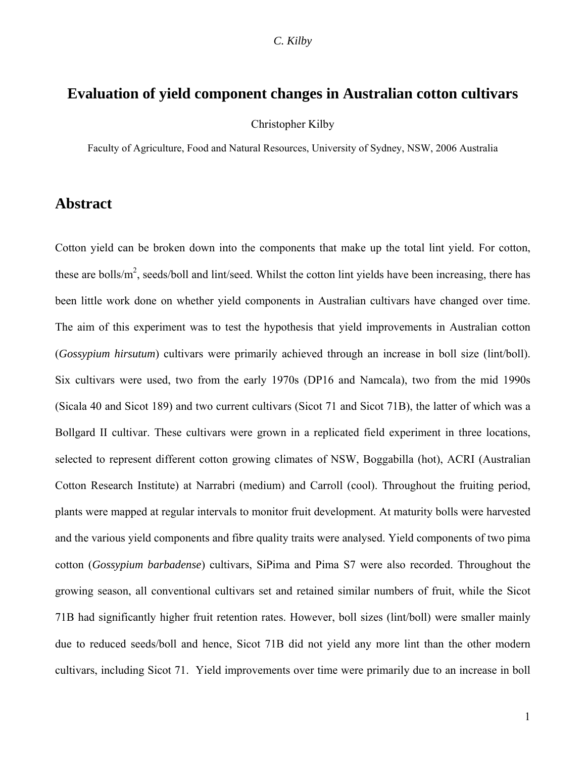# Evaluation of yield component changes in Australian cotton cultivars

Christopher Kilby

Faculty of Agriculture, Food and Natural Resources, University of Sydney, NSW, 2006 Australia

## Abstract

Cotton yield can be broken down into the components that make up the total lint yield. For cotton, these are bolls/m$^2$, seeds/boll and lint/seed. Whilst the cotton lint yields have been increasing, there has been little work done on whether yield components in Australian cultivars have changed over time. The aim of this experiment was to test the hypothesis that yield improvements in Australian cotton (*Gossypium hirsutum*) cultivars were primarily achieved through an increase in boll size (lint/boll). Six cultivars were used, two from the early 1970s (DP16 and Namcala), two from the mid 1990s (Sicala 40 and Sicot 189) and two current cultivars (Sicot 71 and Sicot 71B), the latter of which was a Bollgard II cultivar. These cultivars were grown in a replicated field experiment in three locations, selected to represent different cotton growing climates of NSW, Boggabilla (hot), ACRI (Australian Cotton Research Institute) at Narrabri (medium) and Carroll (cool). Throughout the fruiting period, plants were mapped at regular intervals to monitor fruit development. At maturity bolls were harvested and the various yield components and fibre quality traits were analysed. Yield components of two pima cotton (*Gossypium barbadense*) cultivars, SiPima and Pima S7 were also recorded. Throughout the growing season, all conventional cultivars set and retained similar numbers of fruit, while the Sicot 71B had significantly higher fruit retention rates. However, boll sizes (lint/boll) were smaller mainly due to reduced seeds/boll and hence, Sicot 71B did not yield any more lint than the other modern cultivars, including Sicot 71. Yield improvements over time were primarily due to an increase in boll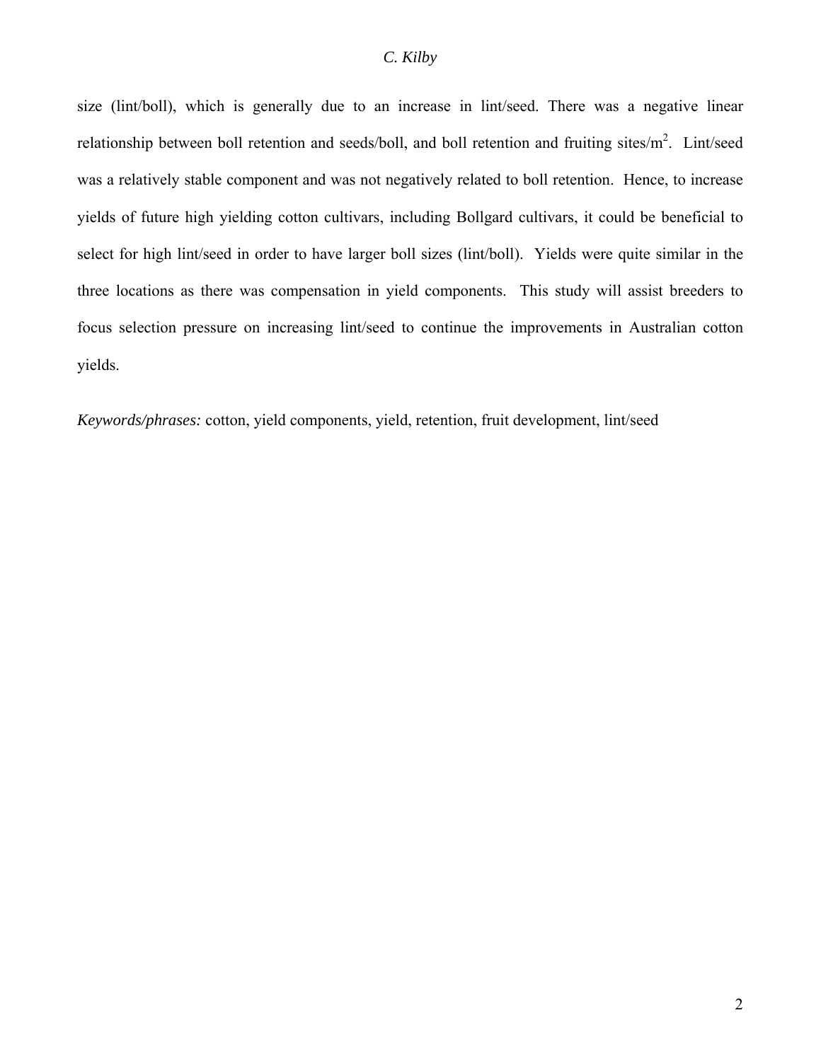size (lint/boll), which is generally due to an increase in lint/seed. There was a negative linear relationship between boll retention and seeds/boll, and boll retention and fruiting sites/$m^2$. Lint/seed was a relatively stable component and was not negatively related to boll retention. Hence, to increase yields of future high yielding cotton cultivars, including Bollgard cultivars, it could be beneficial to select for high lint/seed in order to have larger boll sizes (lint/boll). Yields were quite similar in the three locations as there was compensation in yield components. This study will assist breeders to focus selection pressure on increasing lint/seed to continue the improvements in Australian cotton yields.

*Keywords/phrases:* cotton, yield components, yield, retention, fruit development, lint/seed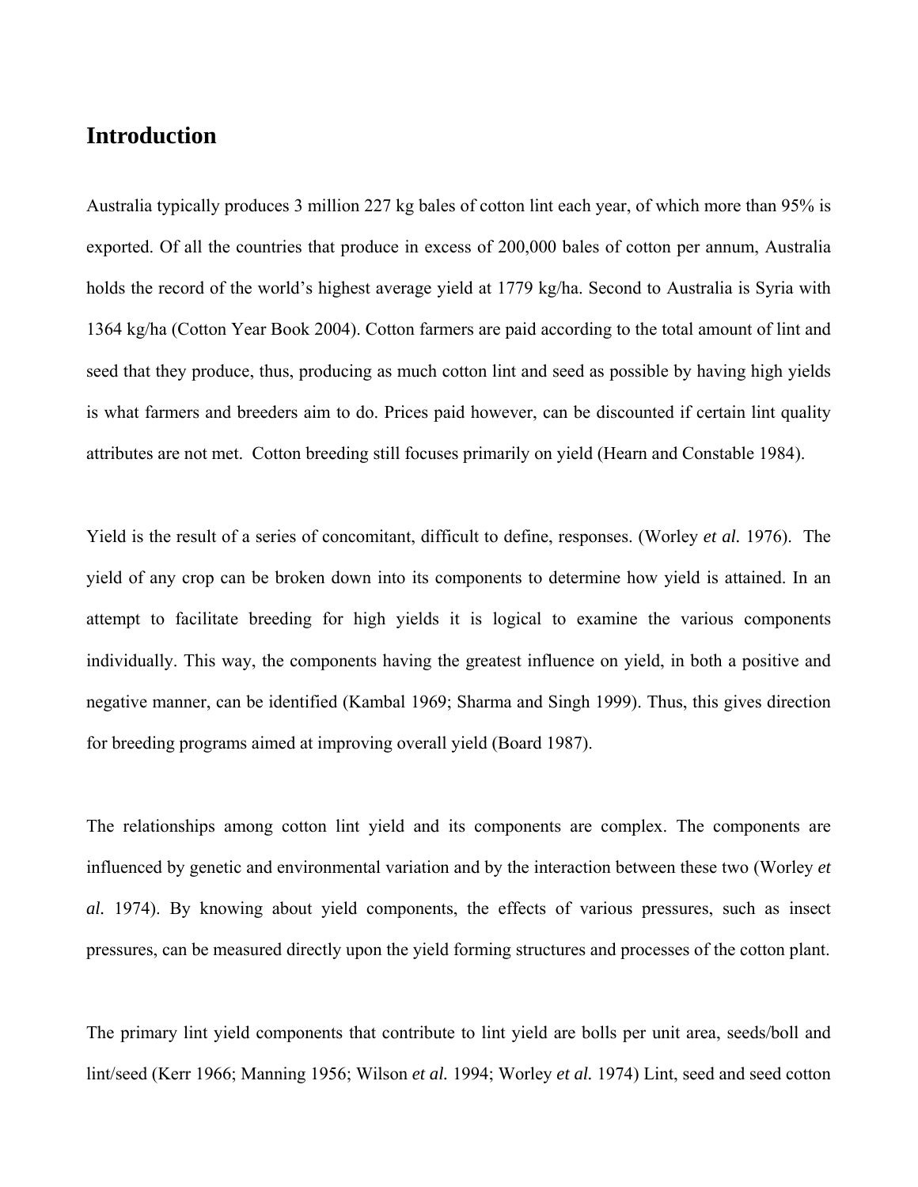## Introduction

Australia typically produces 3 million 227 kg bales of cotton lint each year, of which more than 95% is exported. Of all the countries that produce in excess of 200,000 bales of cotton per annum, Australia holds the record of the world's highest average yield at 1779 kg/ha. Second to Australia is Syria with 1364 kg/ha (Cotton Year Book 2004). Cotton farmers are paid according to the total amount of lint and seed that they produce, thus, producing as much cotton lint and seed as possible by having high yields is what farmers and breeders aim to do. Prices paid however, can be discounted if certain lint quality attributes are not met. Cotton breeding still focuses primarily on yield (Hearn and Constable 1984).

Yield is the result of a series of concomitant, difficult to define, responses. (Worley *et al.* 1976). The yield of any crop can be broken down into its components to determine how yield is attained. In an attempt to facilitate breeding for high yields it is logical to examine the various components individually. This way, the components having the greatest influence on yield, in both a positive and negative manner, can be identified (Kambal 1969; Sharma and Singh 1999). Thus, this gives direction for breeding programs aimed at improving overall yield (Board 1987).

The relationships among cotton lint yield and its components are complex. The components are influenced by genetic and environmental variation and by the interaction between these two (Worley *et al.* 1974). By knowing about yield components, the effects of various pressures, such as insect pressures, can be measured directly upon the yield forming structures and processes of the cotton plant.

The primary lint yield components that contribute to lint yield are bolls per unit area, seeds/boll and lint/seed (Kerr 1966; Manning 1956; Wilson *et al.* 1994; Worley *et al.* 1974) Lint, seed and seed cotton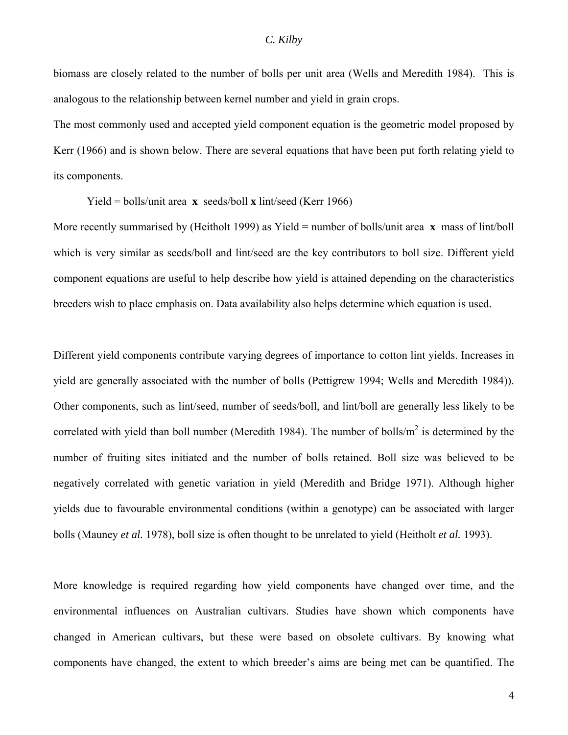biomass are closely related to the number of bolls per unit area (Wells and Meredith 1984). This is analogous to the relationship between kernel number and yield in grain crops.

The most commonly used and accepted yield component equation is the geometric model proposed by Kerr (1966) and is shown below. There are several equations that have been put forth relating yield to its components.

Yield = bolls/unit area **x** seeds/boll **x** lint/seed (Kerr 1966)

More recently summarised by (Heitholt 1999) as Yield = number of bolls/unit area **x** mass of lint/boll which is very similar as seeds/boll and lint/seed are the key contributors to boll size. Different yield component equations are useful to help describe how yield is attained depending on the characteristics breeders wish to place emphasis on. Data availability also helps determine which equation is used.

Different yield components contribute varying degrees of importance to cotton lint yields. Increases in yield are generally associated with the number of bolls (Pettigrew 1994; Wells and Meredith 1984)). Other components, such as lint/seed, number of seeds/boll, and lint/boll are generally less likely to be correlated with yield than boll number (Meredith 1984). The number of bolls/$m^2$ is determined by the number of fruiting sites initiated and the number of bolls retained. Boll size was believed to be negatively correlated with genetic variation in yield (Meredith and Bridge 1971). Although higher yields due to favourable environmental conditions (within a genotype) can be associated with larger bolls (Mauney *et al.* 1978), boll size is often thought to be unrelated to yield (Heitholt *et al.* 1993).

More knowledge is required regarding how yield components have changed over time, and the environmental influences on Australian cultivars. Studies have shown which components have changed in American cultivars, but these were based on obsolete cultivars. By knowing what components have changed, the extent to which breeder's aims are being met can be quantified. The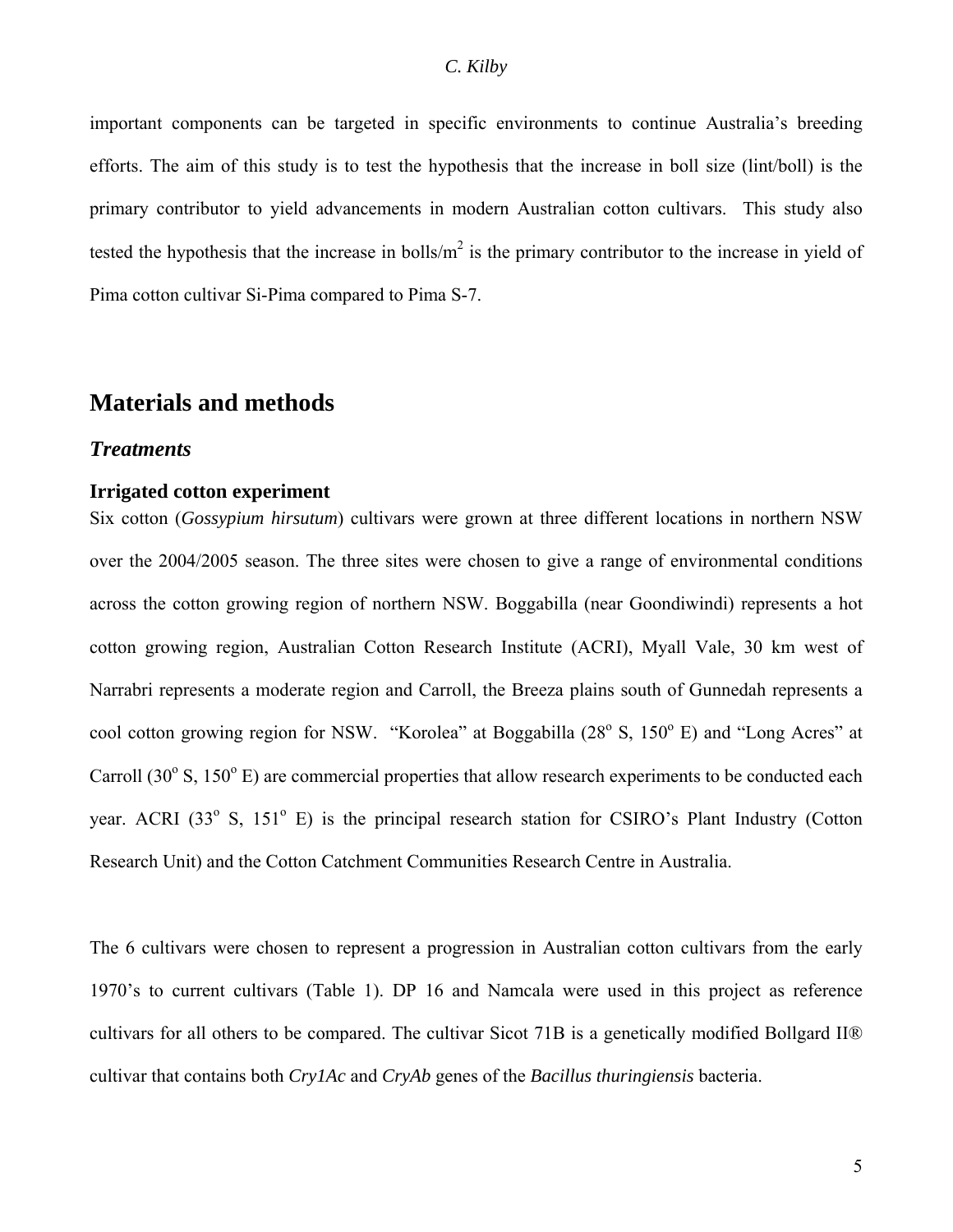important components can be targeted in specific environments to continue Australia's breeding efforts. The aim of this study is to test the hypothesis that the increase in boll size (lint/boll) is the primary contributor to yield advancements in modern Australian cotton cultivars. This study also tested the hypothesis that the increase in bolls/m$^2$ is the primary contributor to the increase in yield of Pima cotton cultivar Si-Pima compared to Pima S-7.

# Materials and methods

## *Treatments*

### Irrigated cotton experiment

Six cotton (*Gossypium hirsutum*) cultivars were grown at three different locations in northern NSW over the 2004/2005 season. The three sites were chosen to give a range of environmental conditions across the cotton growing region of northern NSW. Boggabilla (near Goondiwindi) represents a hot cotton growing region, Australian Cotton Research Institute (ACRI), Myall Vale, 30 km west of Narrabri represents a moderate region and Carroll, the Breeza plains south of Gunnedah represents a cool cotton growing region for NSW. "Korolea" at Boggabilla (28$^o$ S, 150$^o$ E) and "Long Acres" at Carroll (30$^o$ S, 150$^o$ E) are commercial properties that allow research experiments to be conducted each year. ACRI (33$^o$ S, 151$^o$ E) is the principal research station for CSIRO's Plant Industry (Cotton Research Unit) and the Cotton Catchment Communities Research Centre in Australia.

The 6 cultivars were chosen to represent a progression in Australian cotton cultivars from the early 1970's to current cultivars (Table 1). DP 16 and Namcala were used in this project as reference cultivars for all others to be compared. The cultivar Sicot 71B is a genetically modified Bollgard II® cultivar that contains both *Cry1Ac* and *CryAb* genes of the *Bacillus thuringiensis* bacteria.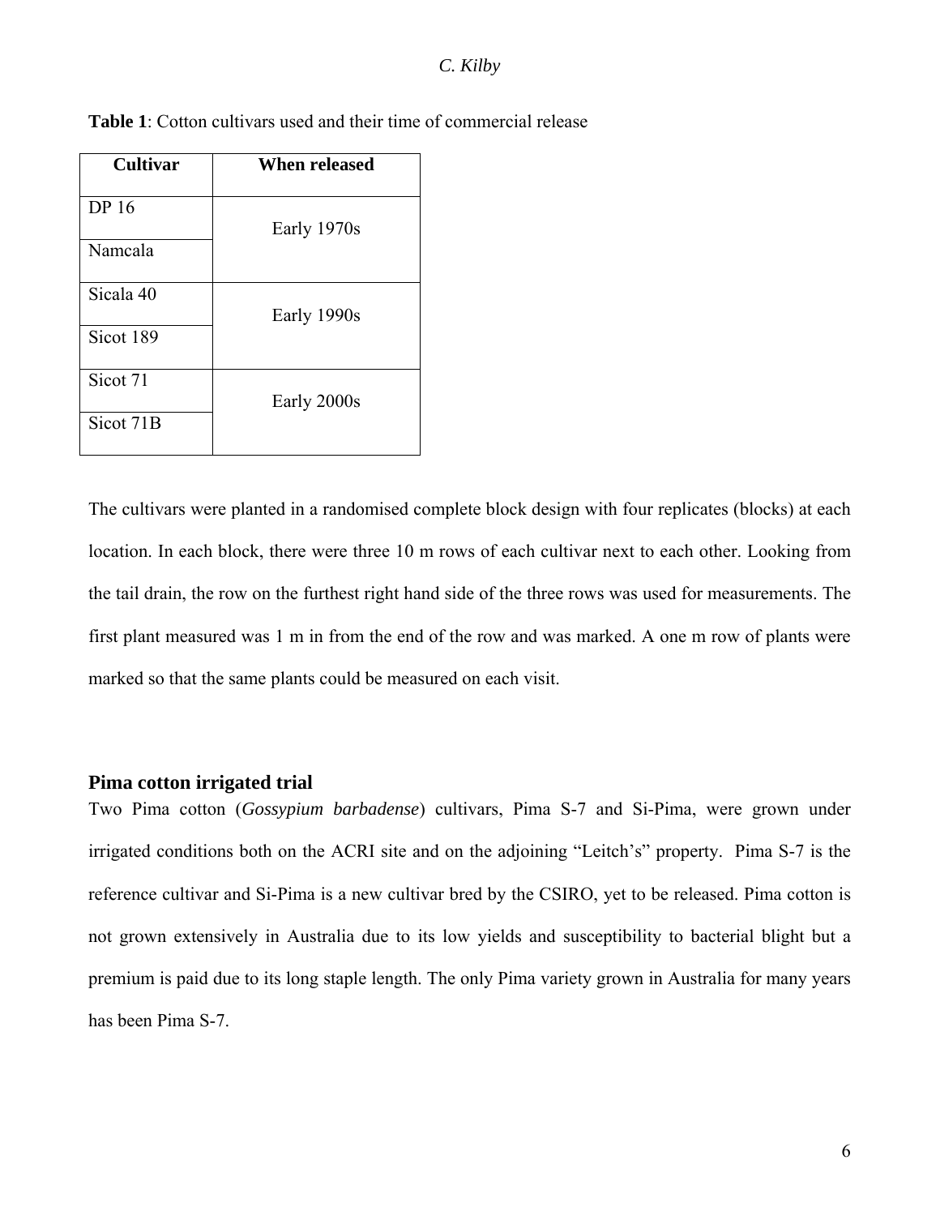**Table 1**: Cotton cultivars used and their time of commercial release

| Cultivar | When released |
| --- | --- |
| DP 16 | Early 1970s |
| Namcala | |
| Sicala 40 | Early 1990s |
| Sicot 189 | |
| Sicot 71 | Early 2000s |
| Sicot 71B | |

The cultivars were planted in a randomised complete block design with four replicates (blocks) at each location. In each block, there were three 10 m rows of each cultivar next to each other. Looking from the tail drain, the row on the furthest right hand side of the three rows was used for measurements. The first plant measured was 1 m in from the end of the row and was marked. A one m row of plants were marked so that the same plants could be measured on each visit.

## Pima cotton irrigated trial

Two Pima cotton (*Gossypium barbadense*) cultivars, Pima S-7 and Si-Pima, were grown under irrigated conditions both on the ACRI site and on the adjoining "Leitch's" property. Pima S-7 is the reference cultivar and Si-Pima is a new cultivar bred by the CSIRO, yet to be released. Pima cotton is not grown extensively in Australia due to its low yields and susceptibility to bacterial blight but a premium is paid due to its long staple length. The only Pima variety grown in Australia for many years has been Pima S-7.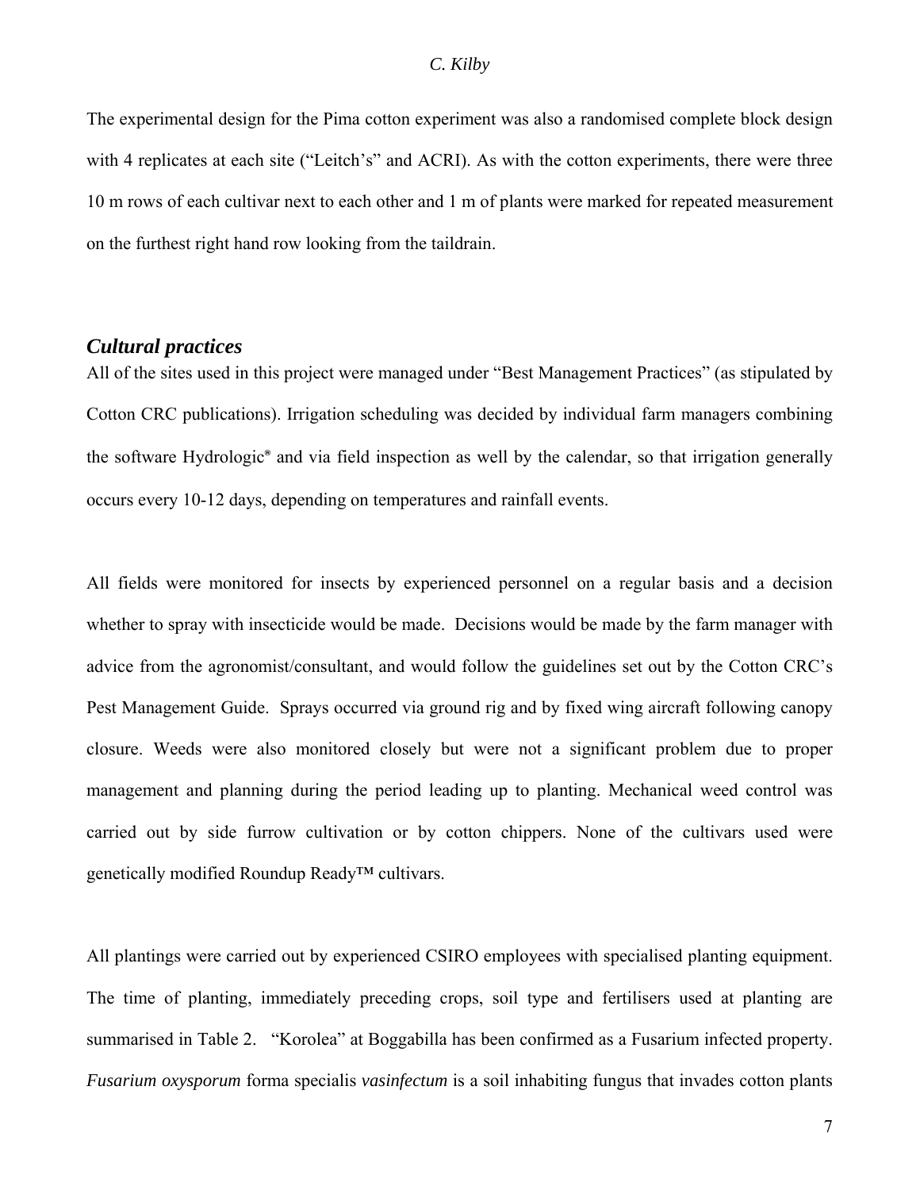The experimental design for the Pima cotton experiment was also a randomised complete block design with 4 replicates at each site ("Leitch's" and ACRI). As with the cotton experiments, there were three 10 m rows of each cultivar next to each other and 1 m of plants were marked for repeated measurement on the furthest right hand row looking from the taildrain.

### *Cultural practices*

All of the sites used in this project were managed under "Best Management Practices" (as stipulated by Cotton CRC publications). Irrigation scheduling was decided by individual farm managers combining the software Hydrologic® and via field inspection as well by the calendar, so that irrigation generally occurs every 10-12 days, depending on temperatures and rainfall events.

All fields were monitored for insects by experienced personnel on a regular basis and a decision whether to spray with insecticide would be made. Decisions would be made by the farm manager with advice from the agronomist/consultant, and would follow the guidelines set out by the Cotton CRC's Pest Management Guide. Sprays occurred via ground rig and by fixed wing aircraft following canopy closure. Weeds were also monitored closely but were not a significant problem due to proper management and planning during the period leading up to planting. Mechanical weed control was carried out by side furrow cultivation or by cotton chippers. None of the cultivars used were genetically modified Roundup Ready™ cultivars.

All plantings were carried out by experienced CSIRO employees with specialised planting equipment. The time of planting, immediately preceding crops, soil type and fertilisers used at planting are summarised in Table 2. "Korolea" at Boggabilla has been confirmed as a Fusarium infected property. *Fusarium oxysporum* forma specialis *vasinfectum* is a soil inhabiting fungus that invades cotton plants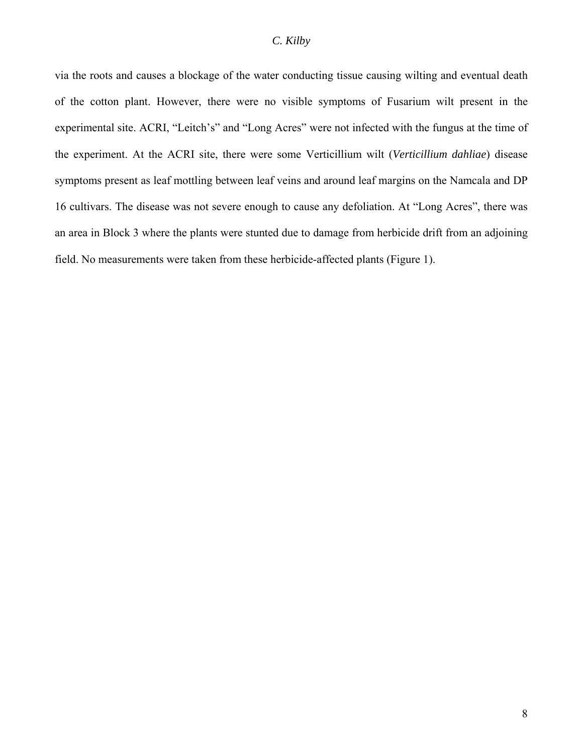via the roots and causes a blockage of the water conducting tissue causing wilting and eventual death of the cotton plant. However, there were no visible symptoms of Fusarium wilt present in the experimental site. ACRI, "Leitch's" and "Long Acres" were not infected with the fungus at the time of the experiment. At the ACRI site, there were some Verticillium wilt (*Verticillium dahliae*) disease symptoms present as leaf mottling between leaf veins and around leaf margins on the Namcala and DP 16 cultivars. The disease was not severe enough to cause any defoliation. At "Long Acres", there was an area in Block 3 where the plants were stunted due to damage from herbicide drift from an adjoining field. No measurements were taken from these herbicide-affected plants (Figure 1).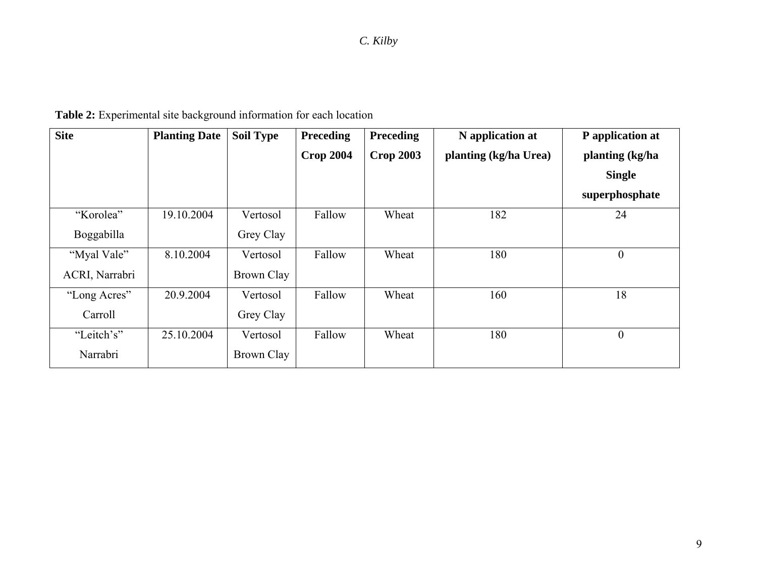**Table 2:** Experimental site background information for each location

| Site | Planting Date | Soil Type | Preceding Crop 2004 | Preceding Crop 2003 | N application at planting (kg/ha Urea) | P application at planting (kg/ha Single superphosphate |
|---|---|---|---|---|---|---|
| "Korolea" Boggabilla | 19.10.2004 | Vertosol Grey Clay | Fallow | Wheat | 182 | 24 |
| "Myal Vale" ACRI, Narrabri | 8.10.2004 | Vertosol Brown Clay | Fallow | Wheat | 180 | 0 |
| "Long Acres" Carroll | 20.9.2004 | Vertosol Grey Clay | Fallow | Wheat | 160 | 18 |
| "Leitch's" Narrabri | 25.10.2004 | Vertosol Brown Clay | Fallow | Wheat | 180 | 0 |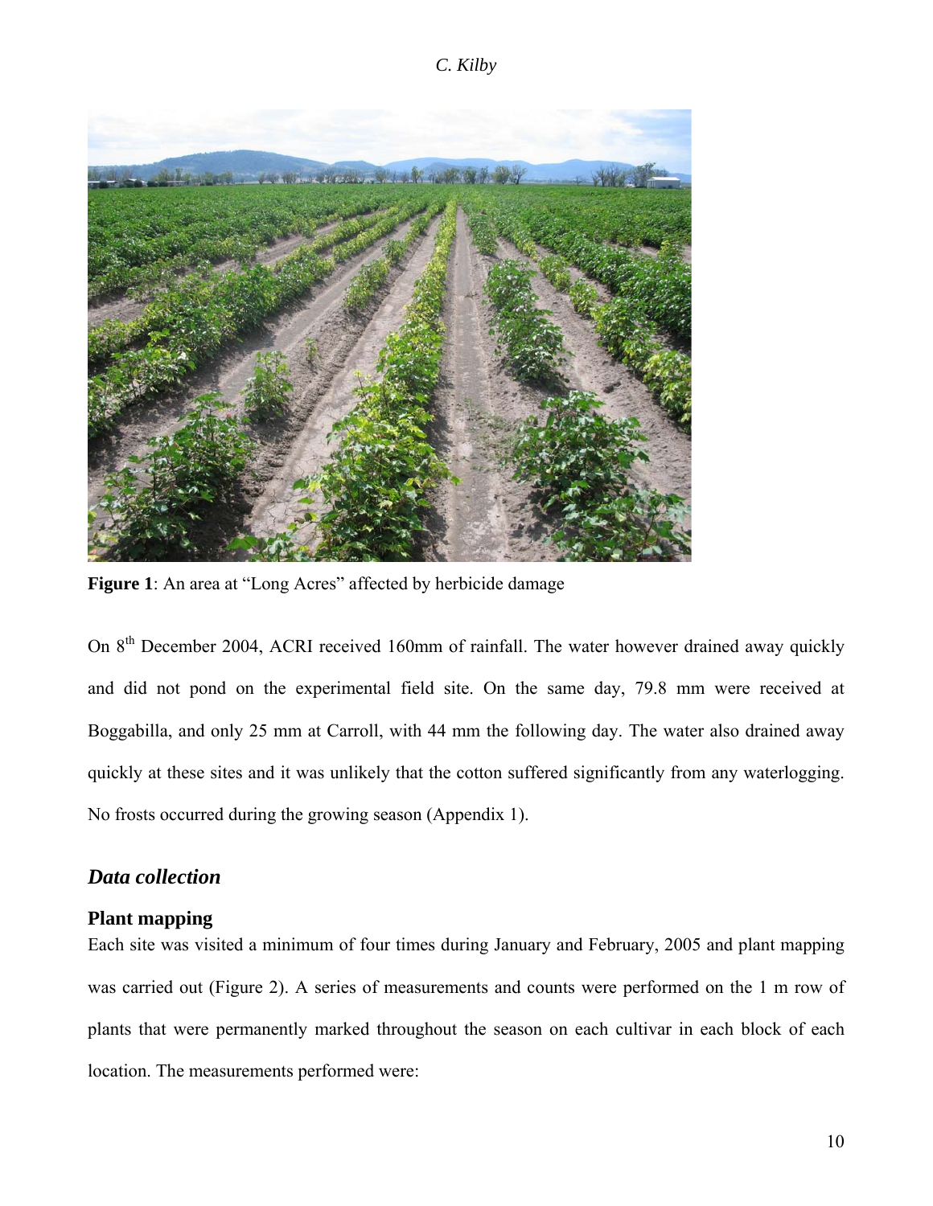**Figure 1**: An area at “Long Acres” affected by herbicide damage

On 8th December 2004, ACRI received 160mm of rainfall. The water however drained away quickly and did not pond on the experimental field site. On the same day, 79.8 mm were received at Boggabilla, and only 25 mm at Carroll, with 44 mm the following day. The water also drained away quickly at these sites and it was unlikely that the cotton suffered significantly from any waterlogging. No frosts occurred during the growing season (Appendix 1).

## *Data collection*

### Plant mapping

Each site was visited a minimum of four times during January and February, 2005 and plant mapping was carried out (Figure 2). A series of measurements and counts were performed on the 1 m row of plants that were permanently marked throughout the season on each cultivar in each block of each location. The measurements performed were: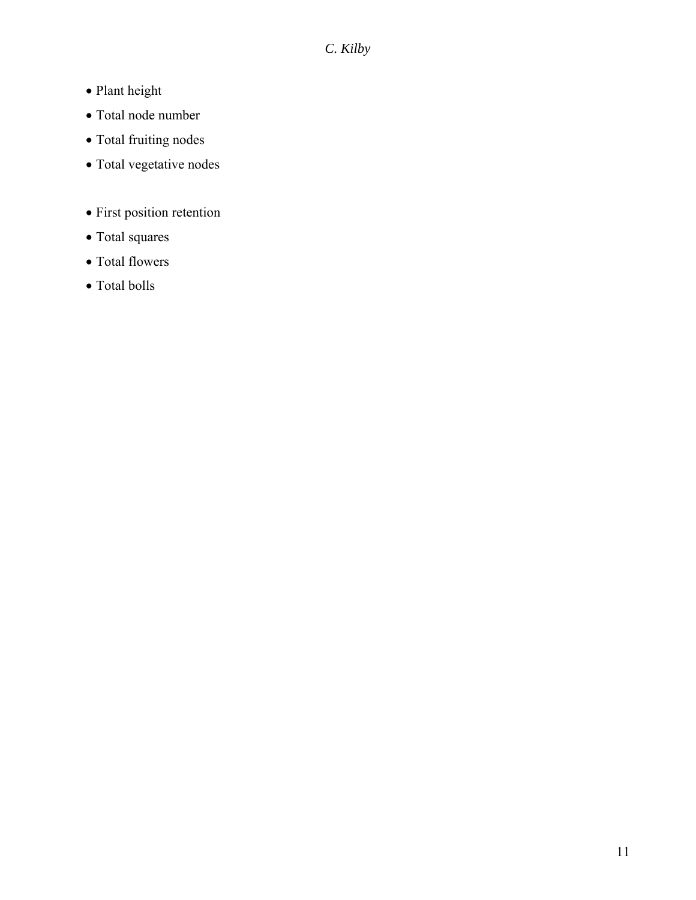- Plant height
- Total node number
- Total fruiting nodes
- Total vegetative nodes

- First position retention
- Total squares
- Total flowers
- Total bolls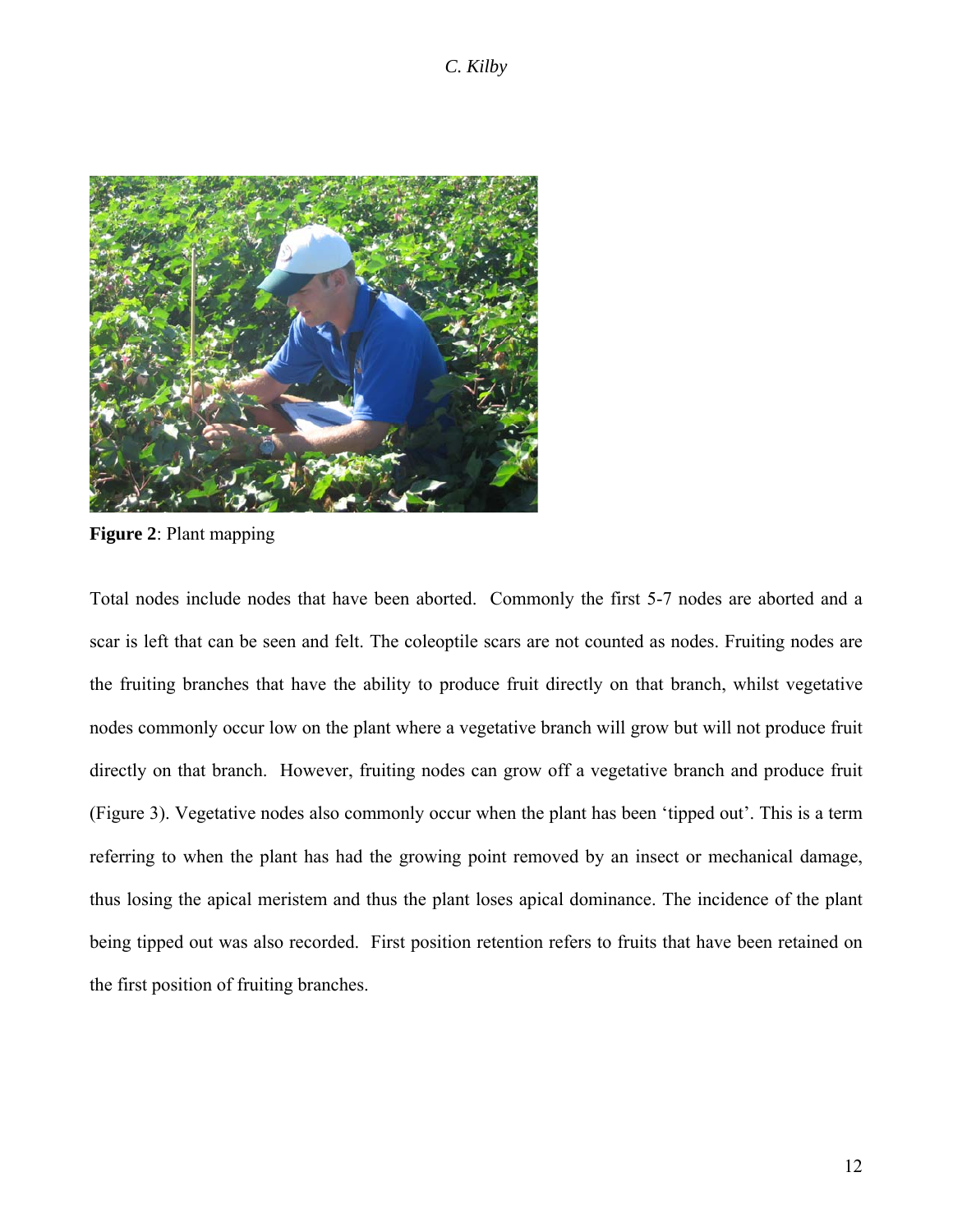**Figure 2**: Plant mapping

Total nodes include nodes that have been aborted. Commonly the first 5-7 nodes are aborted and a scar is left that can be seen and felt. The coleoptile scars are not counted as nodes. Fruiting nodes are the fruiting branches that have the ability to produce fruit directly on that branch, whilst vegetative nodes commonly occur low on the plant where a vegetative branch will grow but will not produce fruit directly on that branch. However, fruiting nodes can grow off a vegetative branch and produce fruit (Figure 3). Vegetative nodes also commonly occur when the plant has been 'tipped out'. This is a term referring to when the plant has had the growing point removed by an insect or mechanical damage, thus losing the apical meristem and thus the plant loses apical dominance. The incidence of the plant being tipped out was also recorded. First position retention refers to fruits that have been retained on the first position of fruiting branches.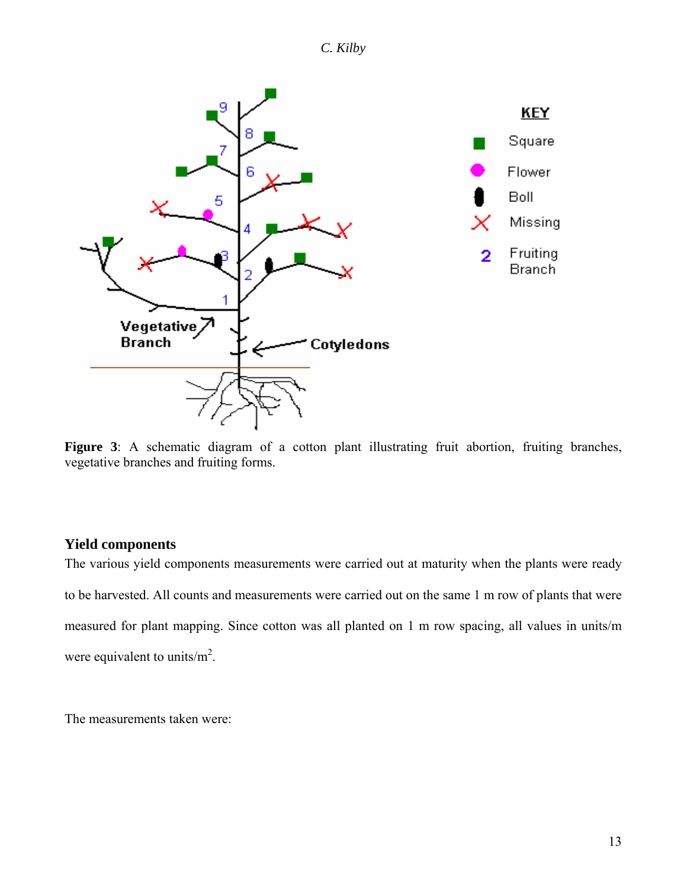**Figure 3**: A schematic diagram of a cotton plant illustrating fruit abortion, fruiting branches, vegetative branches and fruiting forms.

### Yield components

The various yield components measurements were carried out at maturity when the plants were ready to be harvested. All counts and measurements were carried out on the same 1 m row of plants that were measured for plant mapping. Since cotton was all planted on 1 m row spacing, all values in units/m were equivalent to units/m$^2$.

The measurements taken were: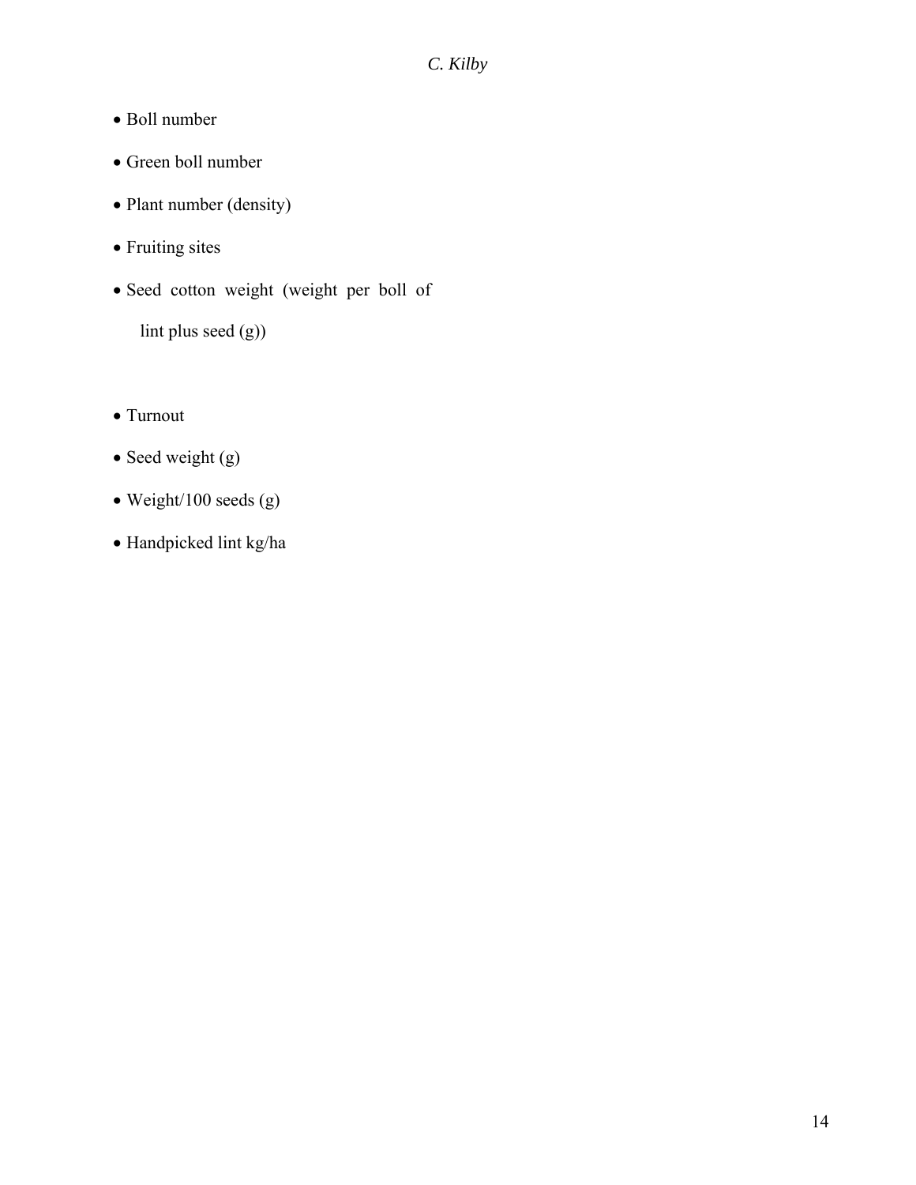- Boll number
- Green boll number
- Plant number (density)
- Fruiting sites
- Seed cotton weight (weight per boll of lint plus seed (g))

- Turnout
- Seed weight (g)
- Weight/100 seeds (g)
- Handpicked lint kg/ha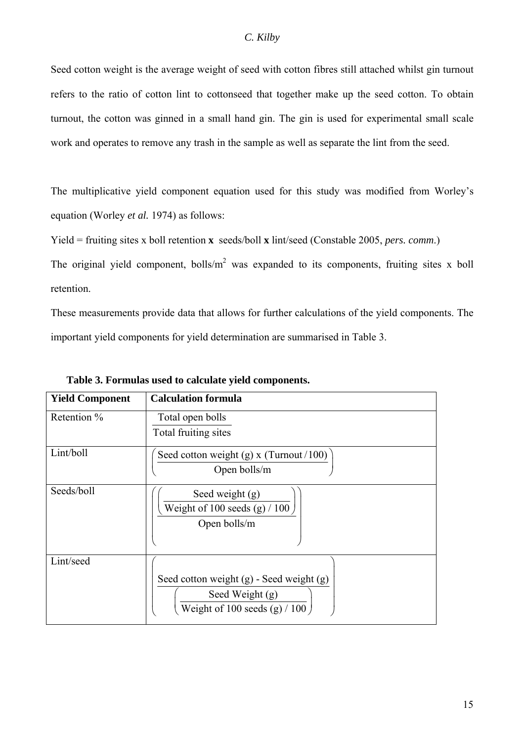Seed cotton weight is the average weight of seed with cotton fibres still attached whilst gin turnout refers to the ratio of cotton lint to cottonseed that together make up the seed cotton. To obtain turnout, the cotton was ginned in a small hand gin. The gin is used for experimental small scale work and operates to remove any trash in the sample as well as separate the lint from the seed.

The multiplicative yield component equation used for this study was modified from Worley's equation (Worley *et al.* 1974) as follows:

Yield = fruiting sites x boll retention **x** seeds/boll **x** lint/seed (Constable 2005, *pers. comm.*)

The original yield component, bolls/m$^2$ was expanded to its components, fruiting sites x boll retention.

These measurements provide data that allows for further calculations of the yield components. The important yield components for yield determination are summarised in Table 3.

**Table 3. Formulas used to calculate yield components.**

| **Yield Component** | **Calculation formula** |
|---|---|
| Retention % | $\dfrac{\text{Total open bolls}}{\text{Total fruiting sites}}$ |
| Lint/boll | $\left(\dfrac{\text{Seed cotton weight (g) x (Turnout / 100)}}{\text{Open bolls/m}}\right)$ |
| Seeds/boll | $\left(\dfrac{\left(\dfrac{\text{Seed weight (g)}}{\text{Weight of 100 seeds (g) / 100}}\right)}{\text{Open bolls/m}}\right)$ |
| Lint/seed | $\left(\dfrac{\text{Seed cotton weight (g) - Seed weight (g)}}{\left(\dfrac{\text{Seed Weight (g)}}{\text{Weight of 100 seeds (g) / 100}}\right)}\right)$ |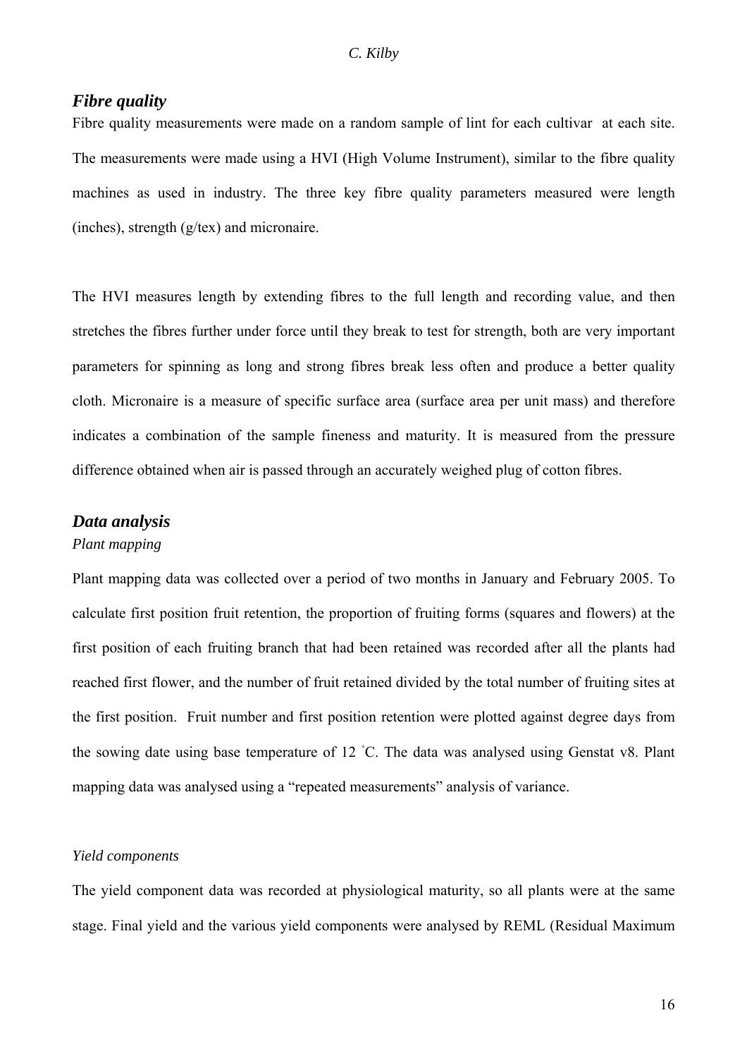## *Fibre quality*

Fibre quality measurements were made on a random sample of lint for each cultivar at each site. The measurements were made using a HVI (High Volume Instrument), similar to the fibre quality machines as used in industry. The three key fibre quality parameters measured were length (inches), strength (g/tex) and micronaire.

The HVI measures length by extending fibres to the full length and recording value, and then stretches the fibres further under force until they break to test for strength, both are very important parameters for spinning as long and strong fibres break less often and produce a better quality cloth. Micronaire is a measure of specific surface area (surface area per unit mass) and therefore indicates a combination of the sample fineness and maturity. It is measured from the pressure difference obtained when air is passed through an accurately weighed plug of cotton fibres.

## *Data analysis*

*Plant mapping*

Plant mapping data was collected over a period of two months in January and February 2005. To calculate first position fruit retention, the proportion of fruiting forms (squares and flowers) at the first position of each fruiting branch that had been retained was recorded after all the plants had reached first flower, and the number of fruit retained divided by the total number of fruiting sites at the first position. Fruit number and first position retention were plotted against degree days from the sowing date using base temperature of 12 °C. The data was analysed using Genstat v8. Plant mapping data was analysed using a "repeated measurements" analysis of variance.

*Yield components*

The yield component data was recorded at physiological maturity, so all plants were at the same stage. Final yield and the various yield components were analysed by REML (Residual Maximum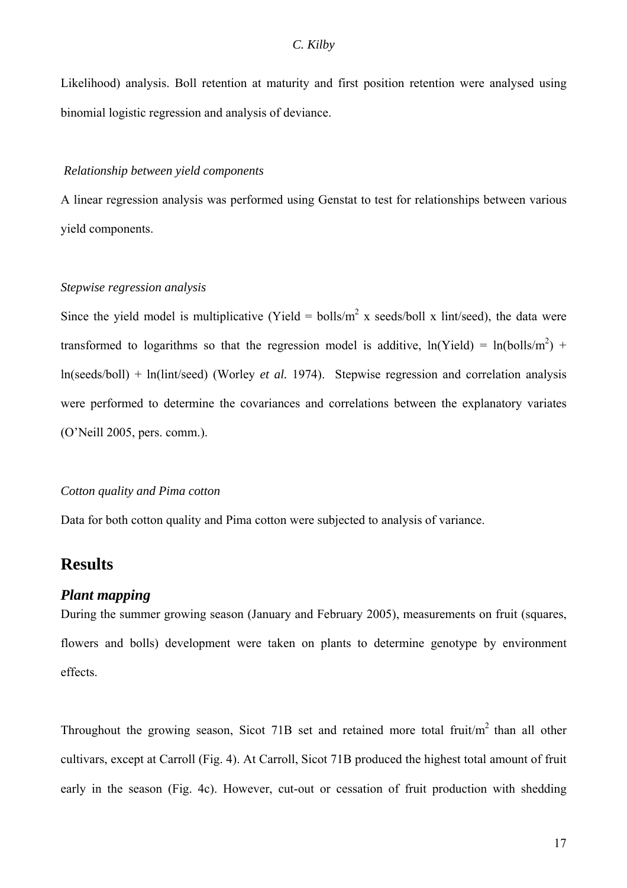Likelihood) analysis. Boll retention at maturity and first position retention were analysed using binomial logistic regression and analysis of deviance.

*Relationship between yield components*

A linear regression analysis was performed using Genstat to test for relationships between various yield components.

*Stepwise regression analysis*

Since the yield model is multiplicative (Yield = bolls/$m^2$ x seeds/boll x lint/seed), the data were transformed to logarithms so that the regression model is additive, ln(Yield) = ln(bolls/$m^2$) + ln(seeds/boll) + ln(lint/seed) (Worley *et al.* 1974). Stepwise regression and correlation analysis were performed to determine the covariances and correlations between the explanatory variates (O'Neill 2005, pers. comm.).

*Cotton quality and Pima cotton*

Data for both cotton quality and Pima cotton were subjected to analysis of variance.

## Results

### *Plant mapping*

During the summer growing season (January and February 2005), measurements on fruit (squares, flowers and bolls) development were taken on plants to determine genotype by environment effects.

Throughout the growing season, Sicot 71B set and retained more total fruit/$m^2$ than all other cultivars, except at Carroll (Fig. 4). At Carroll, Sicot 71B produced the highest total amount of fruit early in the season (Fig. 4c). However, cut-out or cessation of fruit production with shedding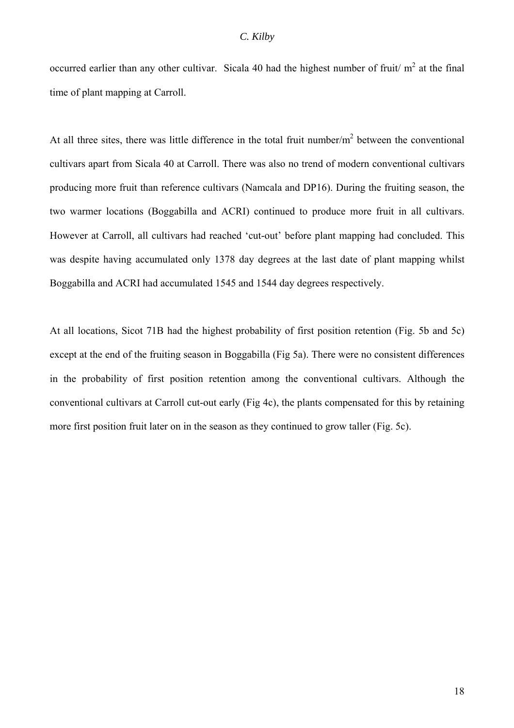occurred earlier than any other cultivar. Sicala 40 had the highest number of fruit/ $m^2$ at the final time of plant mapping at Carroll.

At all three sites, there was little difference in the total fruit number/$m^2$ between the conventional cultivars apart from Sicala 40 at Carroll. There was also no trend of modern conventional cultivars producing more fruit than reference cultivars (Namcala and DP16). During the fruiting season, the two warmer locations (Boggabilla and ACRI) continued to produce more fruit in all cultivars. However at Carroll, all cultivars had reached 'cut-out' before plant mapping had concluded. This was despite having accumulated only 1378 day degrees at the last date of plant mapping whilst Boggabilla and ACRI had accumulated 1545 and 1544 day degrees respectively.

At all locations, Sicot 71B had the highest probability of first position retention (Fig. 5b and 5c) except at the end of the fruiting season in Boggabilla (Fig 5a). There were no consistent differences in the probability of first position retention among the conventional cultivars. Although the conventional cultivars at Carroll cut-out early (Fig 4c), the plants compensated for this by retaining more first position fruit later on in the season as they continued to grow taller (Fig. 5c).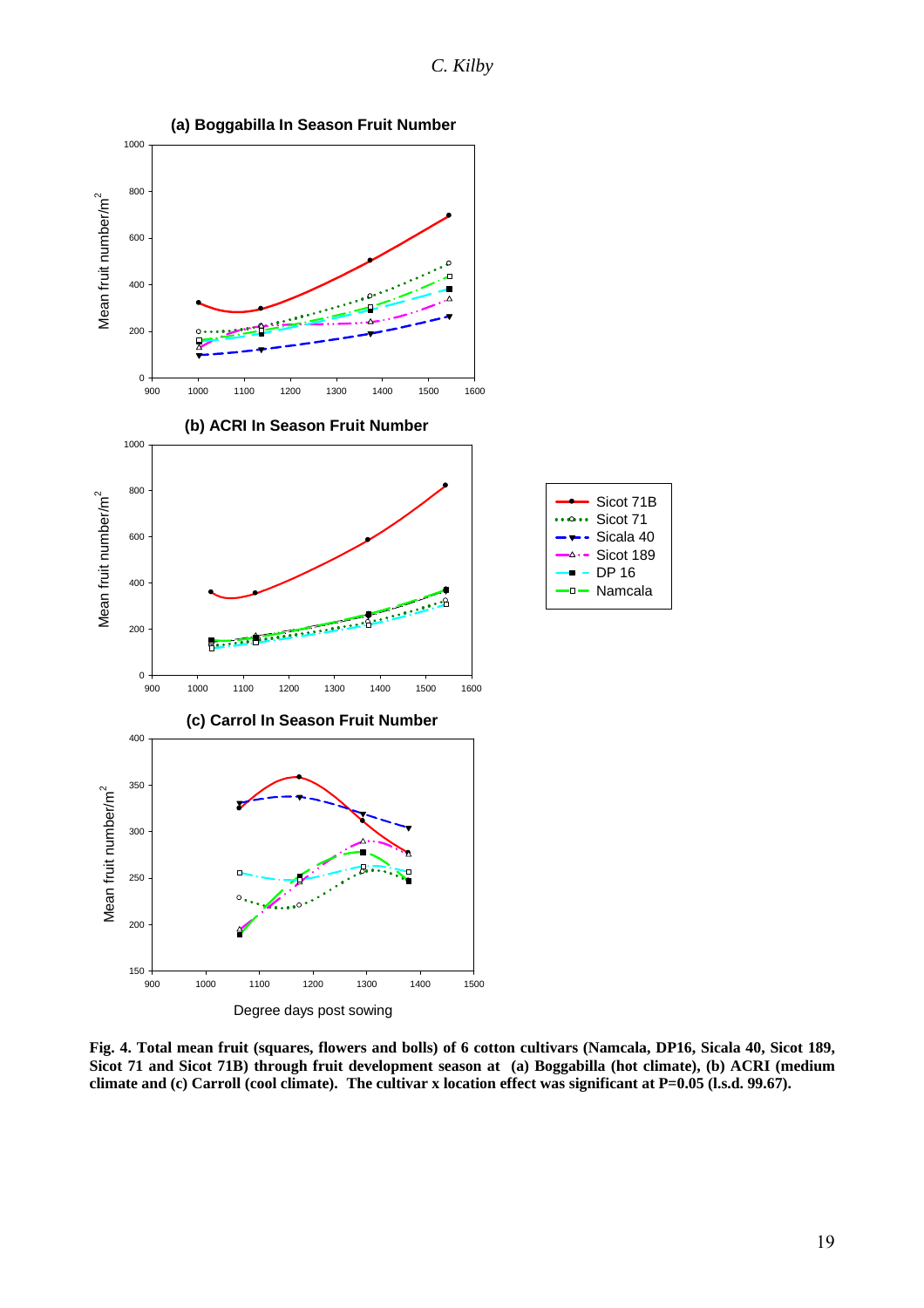**Fig. 4. Total mean fruit (squares, flowers and bolls) of 6 cotton cultivars (Namcala, DP16, Sicala 40, Sicot 189, Sicot 71 and Sicot 71B) through fruit development season at (a) Boggabilla (hot climate), (b) ACRI (medium climate and (c) Carroll (cool climate). The cultivar x location effect was significant at P=0.05 (l.s.d. 99.67).**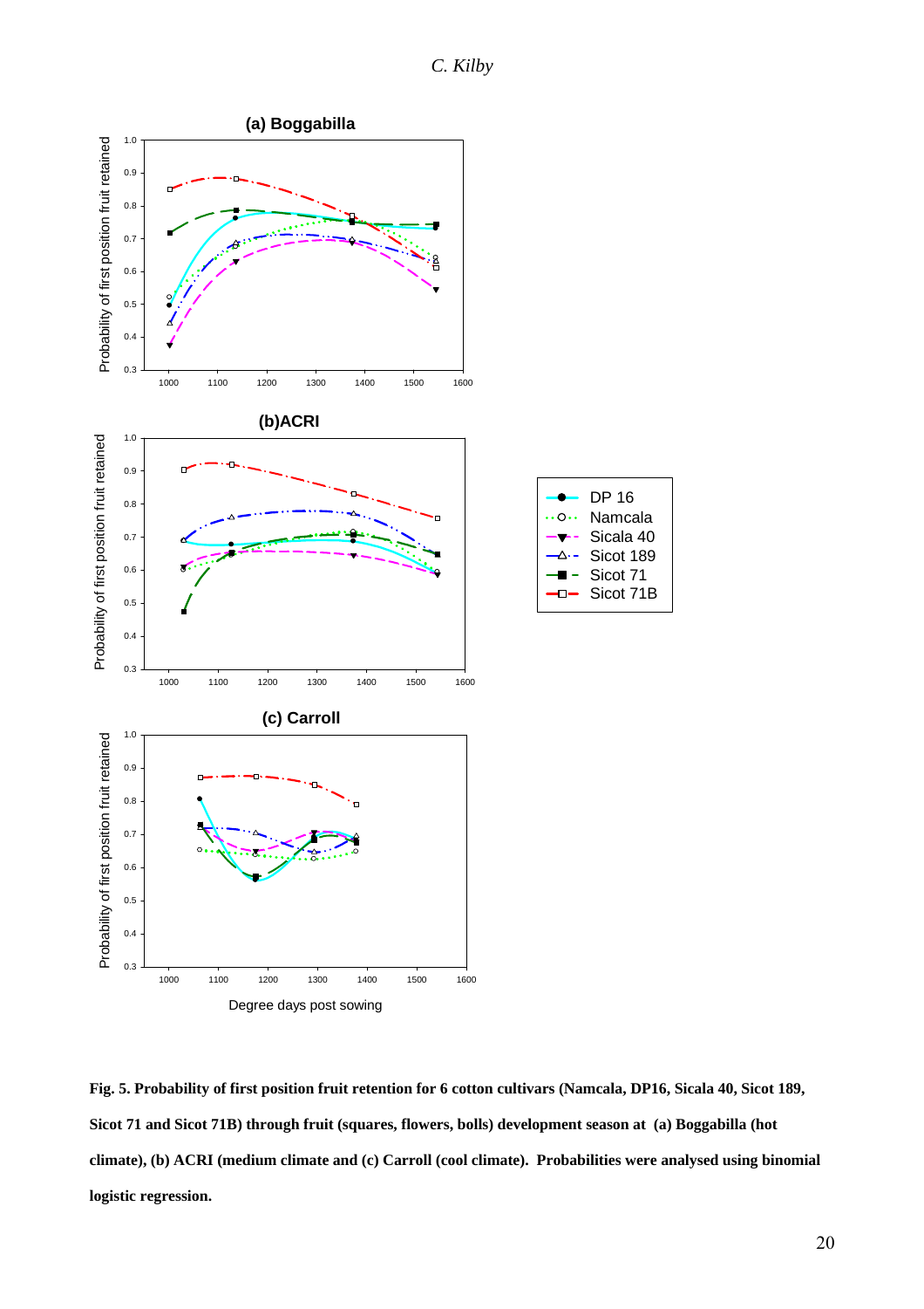**Fig. 5. Probability of first position fruit retention for 6 cotton cultivars (Namcala, DP16, Sicala 40, Sicot 189, Sicot 71 and Sicot 71B) through fruit (squares, flowers, bolls) development season at (a) Boggabilla (hot climate), (b) ACRI (medium climate and (c) Carroll (cool climate). Probabilities were analysed using binomial logistic regression.**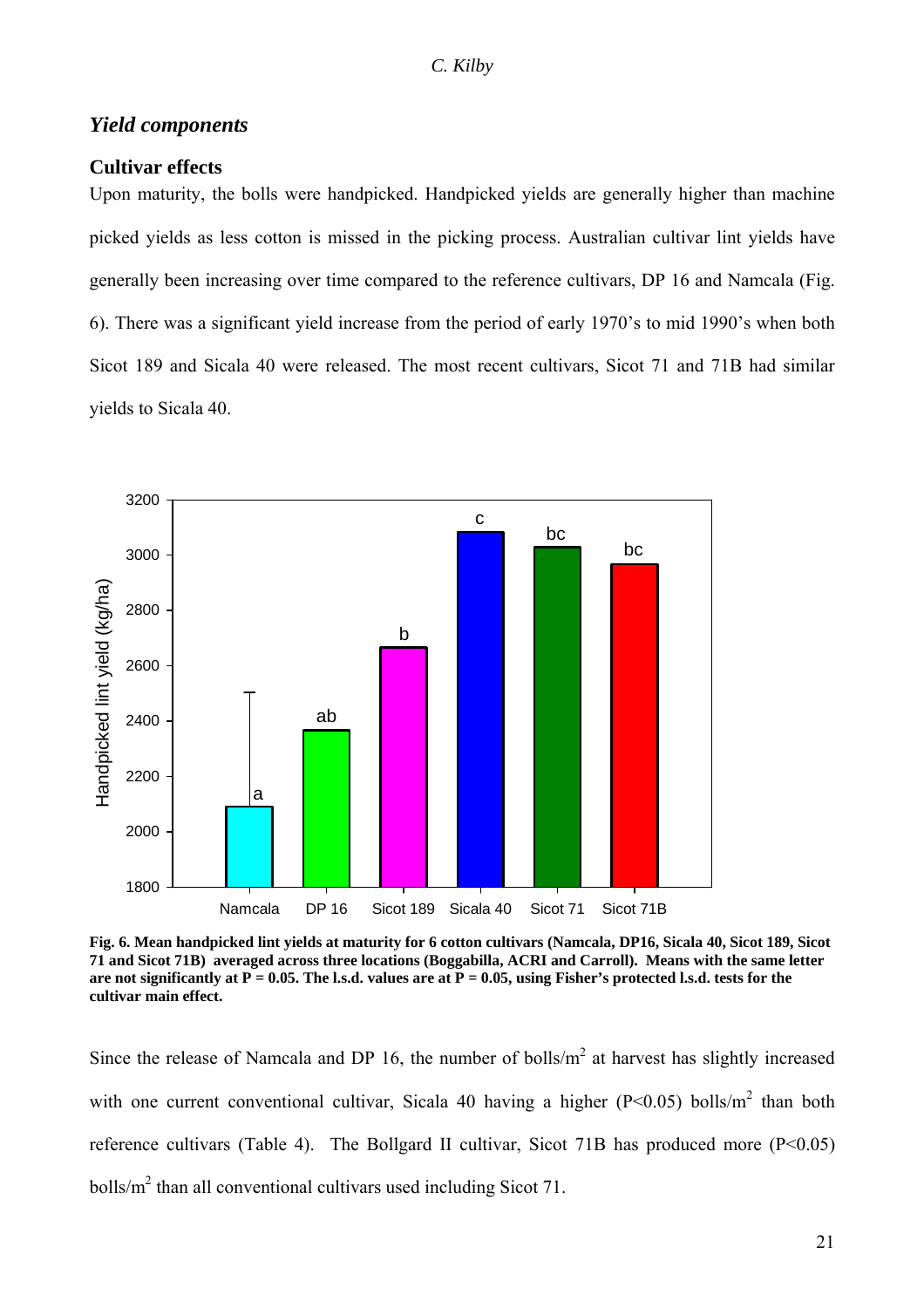## *Yield components*

### Cultivar effects

Upon maturity, the bolls were handpicked. Handpicked yields are generally higher than machine picked yields as less cotton is missed in the picking process. Australian cultivar lint yields have generally been increasing over time compared to the reference cultivars, DP 16 and Namcala (Fig. 6). There was a significant yield increase from the period of early 1970's to mid 1990's when both Sicot 189 and Sicala 40 were released. The most recent cultivars, Sicot 71 and 71B had similar yields to Sicala 40.

**Fig. 6. Mean handpicked lint yields at maturity for 6 cotton cultivars (Namcala, DP16, Sicala 40, Sicot 189, Sicot 71 and Sicot 71B) averaged across three locations (Boggabilla, ACRI and Carroll). Means with the same letter are not significantly at P = 0.05. The l.s.d. values are at P = 0.05, using Fisher's protected l.s.d. tests for the cultivar main effect.**

Since the release of Namcala and DP 16, the number of bolls/m$^2$ at harvest has slightly increased with one current conventional cultivar, Sicala 40 having a higher ($P<0.05$) bolls/m$^2$ than both reference cultivars (Table 4). The Bollgard II cultivar, Sicot 71B has produced more ($P<0.05$) bolls/m$^2$ than all conventional cultivars used including Sicot 71.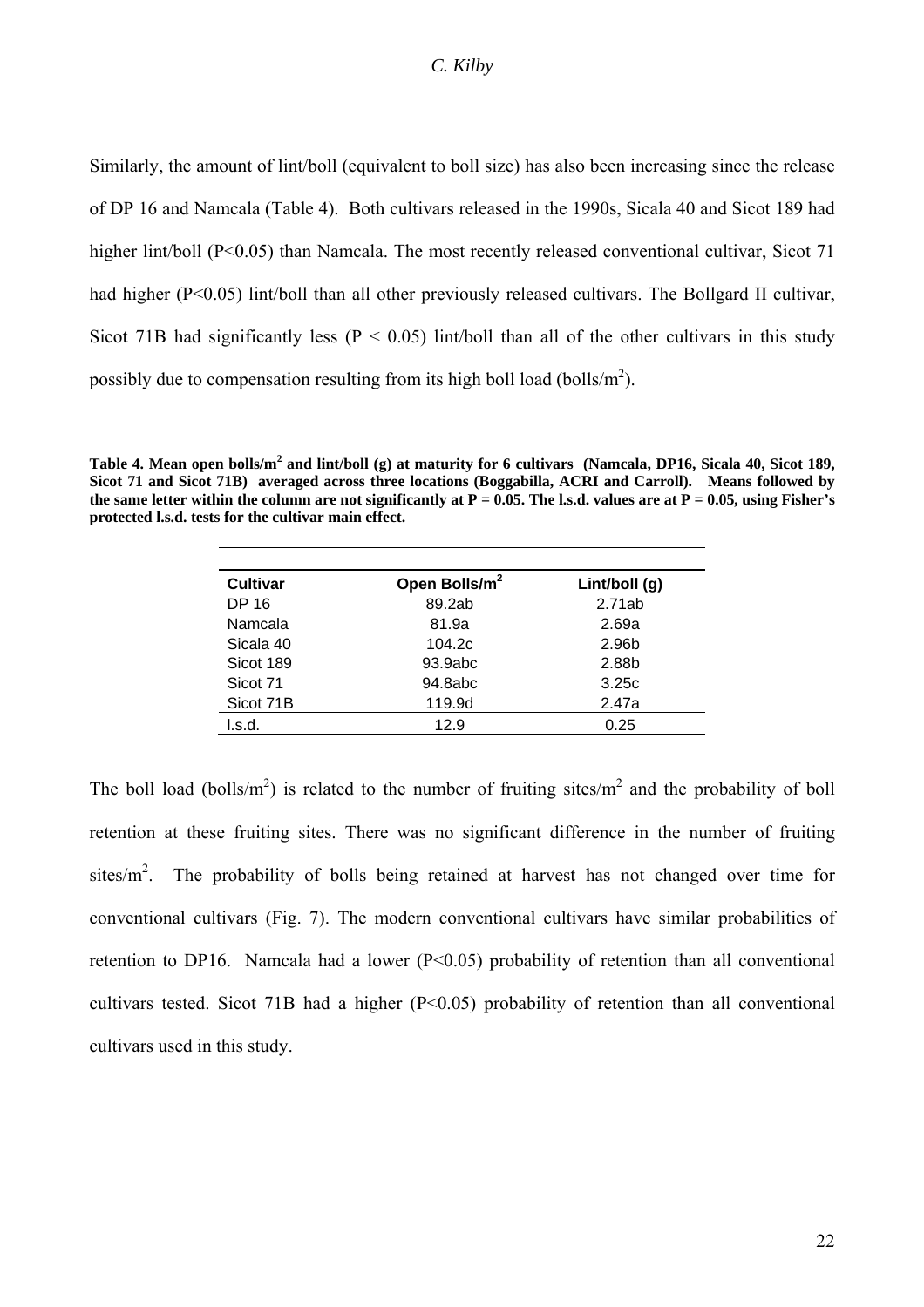Similarly, the amount of lint/boll (equivalent to boll size) has also been increasing since the release of DP 16 and Namcala (Table 4). Both cultivars released in the 1990s, Sicala 40 and Sicot 189 had higher lint/boll ($P<0.05$) than Namcala. The most recently released conventional cultivar, Sicot 71 had higher ($P<0.05$) lint/boll than all other previously released cultivars. The Bollgard II cultivar, Sicot 71B had significantly less ($P < 0.05$) lint/boll than all of the other cultivars in this study possibly due to compensation resulting from its high boll load (bolls/$m^2$).

**Table 4. Mean open bolls/$m^2$ and lint/boll (g) at maturity for 6 cultivars (Namcala, DP16, Sicala 40, Sicot 189, Sicot 71 and Sicot 71B) averaged across three locations (Boggabilla, ACRI and Carroll). Means followed by the same letter within the column are not significantly at $P = 0.05$. The l.s.d. values are at $P = 0.05$, using Fisher's protected l.s.d. tests for the cultivar main effect.**

| Cultivar | Open Bolls/$m^2$ | Lint/boll (g) |
|---|---|---|
| DP 16 | 89.2ab | 2.71ab |
| Namcala | 81.9a | 2.69a |
| Sicala 40 | 104.2c | 2.96b |
| Sicot 189 | 93.9abc | 2.88b |
| Sicot 71 | 94.8abc | 3.25c |
| Sicot 71B | 119.9d | 2.47a |
| l.s.d. | 12.9 | 0.25 |

The boll load (bolls/$m^2$) is related to the number of fruiting sites/$m^2$ and the probability of boll retention at these fruiting sites. There was no significant difference in the number of fruiting sites/$m^2$. The probability of bolls being retained at harvest has not changed over time for conventional cultivars (Fig. 7). The modern conventional cultivars have similar probabilities of retention to DP16. Namcala had a lower ($P<0.05$) probability of retention than all conventional cultivars tested. Sicot 71B had a higher ($P<0.05$) probability of retention than all conventional cultivars used in this study.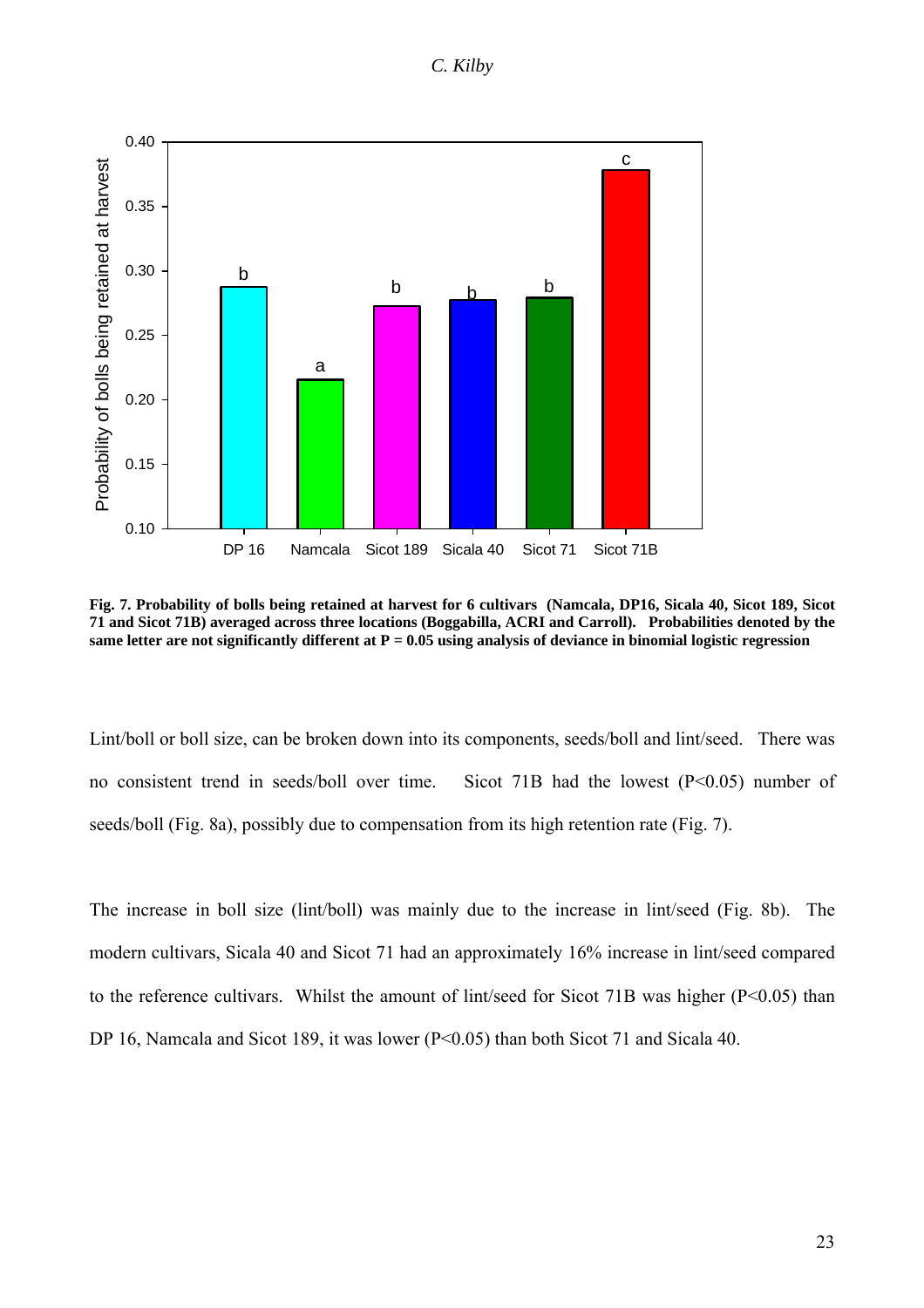**Fig. 7. Probability of bolls being retained at harvest for 6 cultivars (Namcala, DP16, Sicala 40, Sicot 189, Sicot 71 and Sicot 71B) averaged across three locations (Boggabilla, ACRI and Carroll). Probabilities denoted by the same letter are not significantly different at P = 0.05 using analysis of deviance in binomial logistic regression**

Lint/boll or boll size, can be broken down into its components, seeds/boll and lint/seed. There was no consistent trend in seeds/boll over time. Sicot 71B had the lowest ($P<0.05$) number of seeds/boll (Fig. 8a), possibly due to compensation from its high retention rate (Fig. 7).

The increase in boll size (lint/boll) was mainly due to the increase in lint/seed (Fig. 8b). The modern cultivars, Sicala 40 and Sicot 71 had an approximately 16% increase in lint/seed compared to the reference cultivars. Whilst the amount of lint/seed for Sicot 71B was higher ($P<0.05$) than DP 16, Namcala and Sicot 189, it was lower ($P<0.05$) than both Sicot 71 and Sicala 40.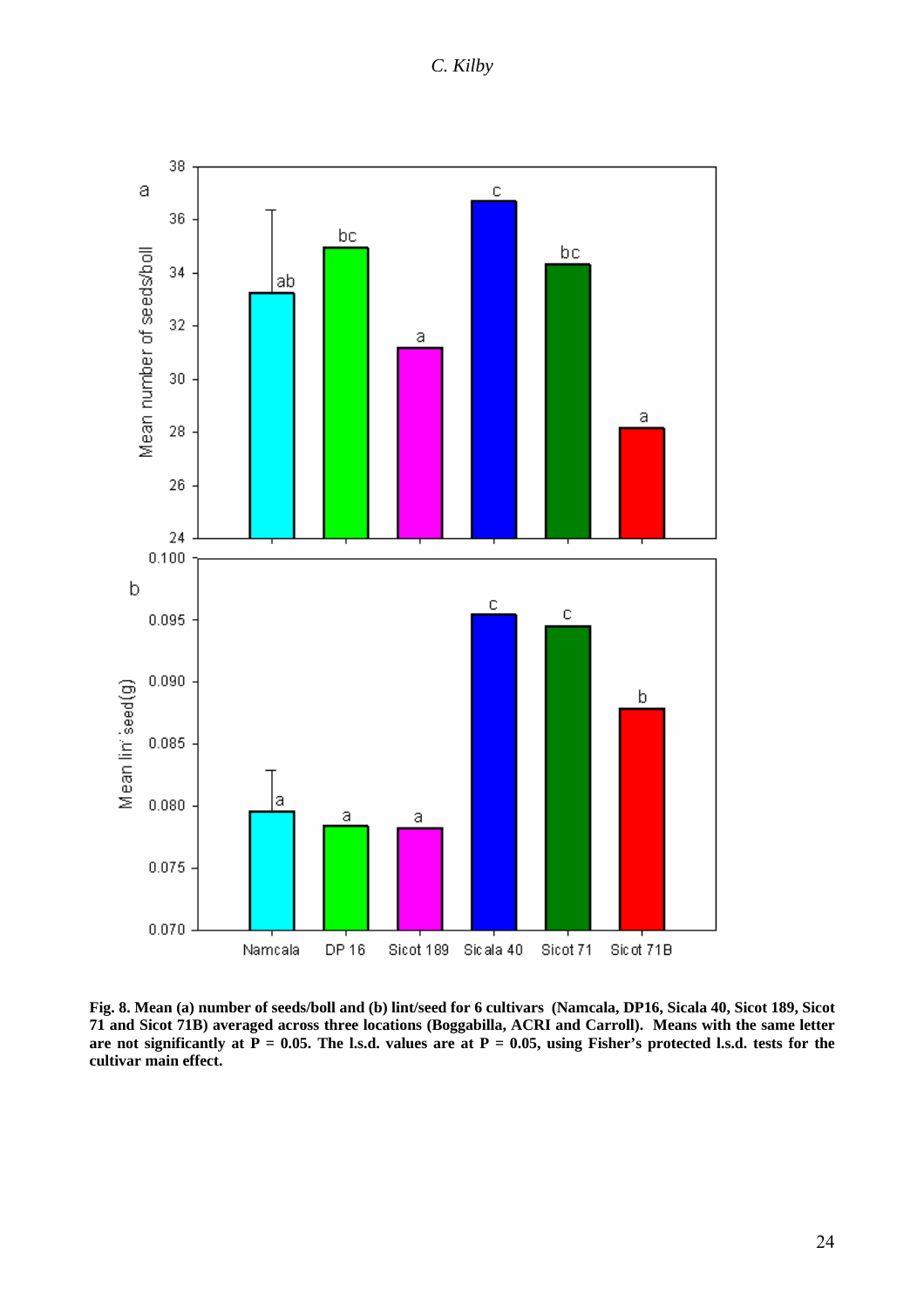**Fig. 8. Mean (a) number of seeds/boll and (b) lint/seed for 6 cultivars (Namcala, DP16, Sicala 40, Sicot 189, Sicot 71 and Sicot 71B) averaged across three locations (Boggabilla, ACRI and Carroll). Means with the same letter are not significantly at P = 0.05. The l.s.d. values are at P = 0.05, using Fisher's protected l.s.d. tests for the cultivar main effect.**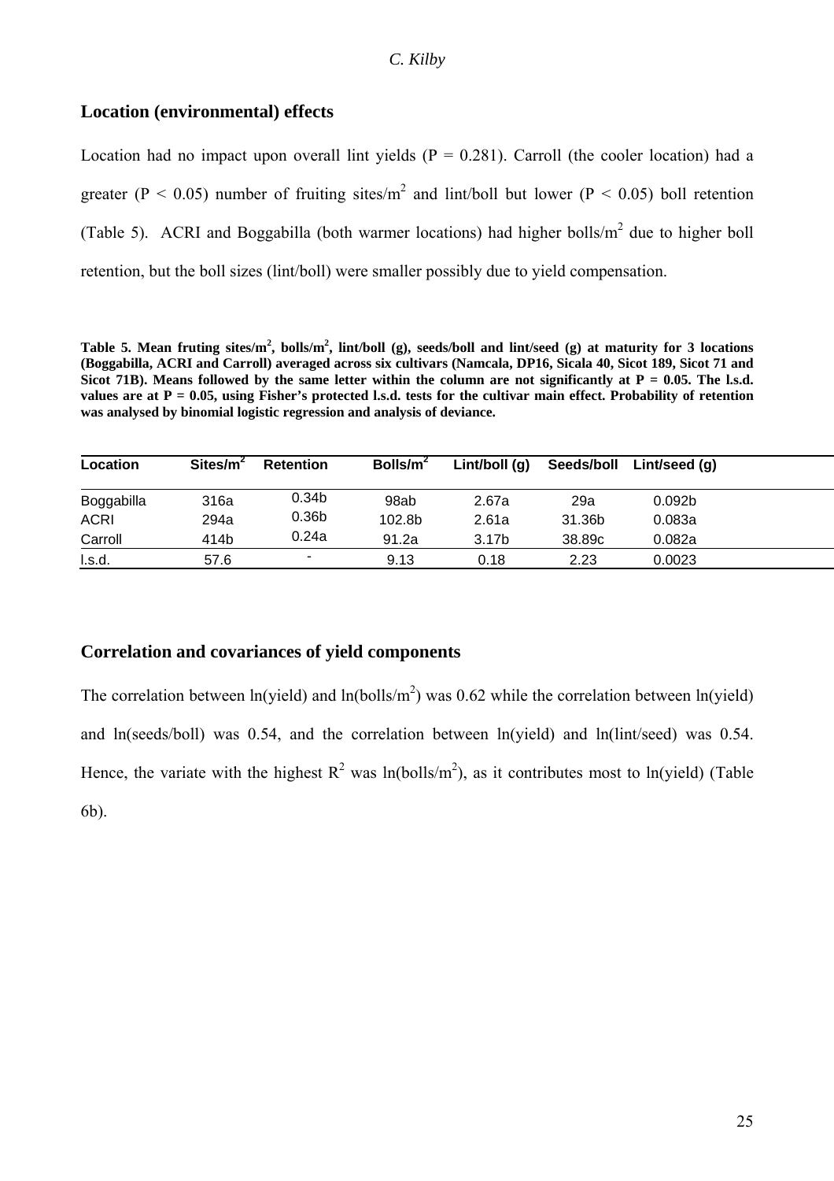## Location (environmental) effects

Location had no impact upon overall lint yields ($P = 0.281$). Carroll (the cooler location) had a greater ($P < 0.05$) number of fruiting sites/$m^2$ and lint/boll but lower ($P < 0.05$) boll retention (Table 5). ACRI and Boggabilla (both warmer locations) had higher bolls/$m^2$ due to higher boll retention, but the boll sizes (lint/boll) were smaller possibly due to yield compensation.

**Table 5. Mean fruting sites/$m^2$, bolls/$m^2$, lint/boll (g), seeds/boll and lint/seed (g) at maturity for 3 locations (Boggabilla, ACRI and Carroll) averaged across six cultivars (Namcala, DP16, Sicala 40, Sicot 189, Sicot 71 and Sicot 71B). Means followed by the same letter within the column are not significantly at $P = 0.05$. The l.s.d. values are at $P = 0.05$, using Fisher's protected l.s.d. tests for the cultivar main effect. Probability of retention was analysed by binomial logistic regression and analysis of deviance.**

| Location | Sites/$m^2$ | Retention | Bolls/$m^2$ | Lint/boll (g) | Seeds/boll | Lint/seed (g) |
|---|---|---|---|---|---|---|
| Boggabilla | 316a | 0.34b | 98ab | 2.67a | 29a | 0.092b |
| ACRI | 294a | 0.36b | 102.8b | 2.61a | 31.36b | 0.083a |
| Carroll | 414b | 0.24a | 91.2a | 3.17b | 38.89c | 0.082a |
| l.s.d. | 57.6 | - | 9.13 | 0.18 | 2.23 | 0.0023 |

## Correlation and covariances of yield components

The correlation between ln(yield) and ln(bolls/$m^2$) was 0.62 while the correlation between ln(yield) and ln(seeds/boll) was 0.54, and the correlation between ln(yield) and ln(lint/seed) was 0.54. Hence, the variate with the highest $R^2$ was ln(bolls/$m^2$), as it contributes most to ln(yield) (Table 6b).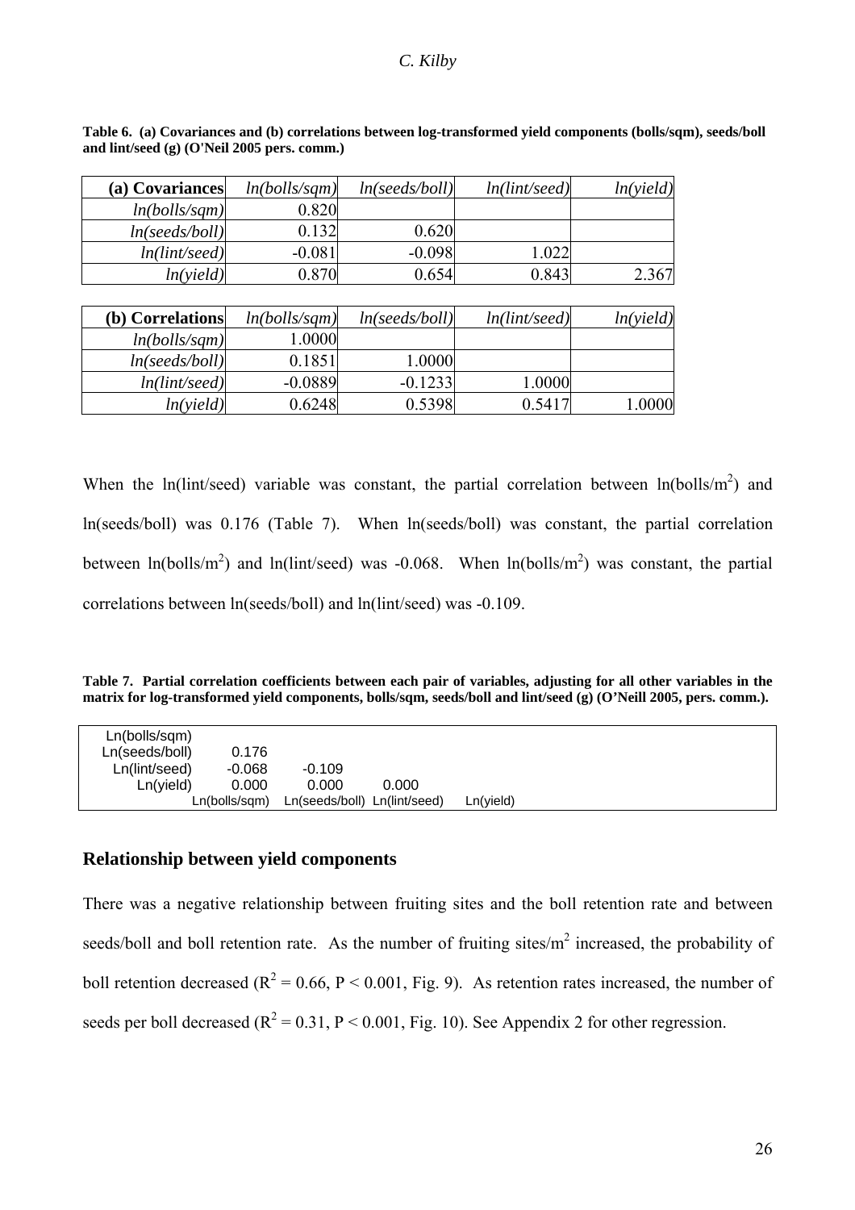**Table 6. (a) Covariances and (b) correlations between log-transformed yield components (bolls/sqm), seeds/boll and lint/seed (g) (O'Neil 2005 pers. comm.)**

| **(a) Covariances** | *ln(bolls/sqm)* | *ln(seeds/boll)* | *ln(lint/seed)* | *ln(yield)* |
|---|---|---|---|---|
| *ln(bolls/sqm)* | 0.820 | | | |
| *ln(seeds/boll)* | 0.132 | 0.620 | | |
| *ln(lint/seed)* | -0.081 | -0.098 | 1.022 | |
| *ln(yield)* | 0.870 | 0.654 | 0.843 | 2.367 |

| **(b) Correlations** | *ln(bolls/sqm)* | *ln(seeds/boll)* | *ln(lint/seed)* | *ln(yield)* |
|---|---|---|---|---|
| *ln(bolls/sqm)* | 1.0000 | | | |
| *ln(seeds/boll)* | 0.1851 | 1.0000 | | |
| *ln(lint/seed)* | -0.0889 | -0.1233 | 1.0000 | |
| *ln(yield)* | 0.6248 | 0.5398 | 0.5417 | 1.0000 |

When the ln(lint/seed) variable was constant, the partial correlation between ln(bolls/m$^2$) and ln(seeds/boll) was 0.176 (Table 7). When ln(seeds/boll) was constant, the partial correlation between ln(bolls/m$^2$) and ln(lint/seed) was -0.068. When ln(bolls/m$^2$) was constant, the partial correlations between ln(seeds/boll) and ln(lint/seed) was -0.109.

**Table 7. Partial correlation coefficients between each pair of variables, adjusting for all other variables in the matrix for log-transformed yield components, bolls/sqm, seeds/boll and lint/seed (g) (O'Neill 2005, pers. comm.).**

| | Ln(bolls/sqm) | Ln(seeds/boll) | Ln(lint/seed) | Ln(yield) |
|---|---|---|---|---|
| Ln(bolls/sqm) | | | | |
| Ln(seeds/boll) | 0.176 | | | |
| Ln(lint/seed) | -0.068 | -0.109 | | |
| Ln(yield) | 0.000 | 0.000 | 0.000 | |

## Relationship between yield components

There was a negative relationship between fruiting sites and the boll retention rate and between seeds/boll and boll retention rate. As the number of fruiting sites/m$^2$ increased, the probability of boll retention decreased ($R^2 = 0.66$, $P < 0.001$, Fig. 9). As retention rates increased, the number of seeds per boll decreased ($R^2 = 0.31$, $P < 0.001$, Fig. 10). See Appendix 2 for other regression.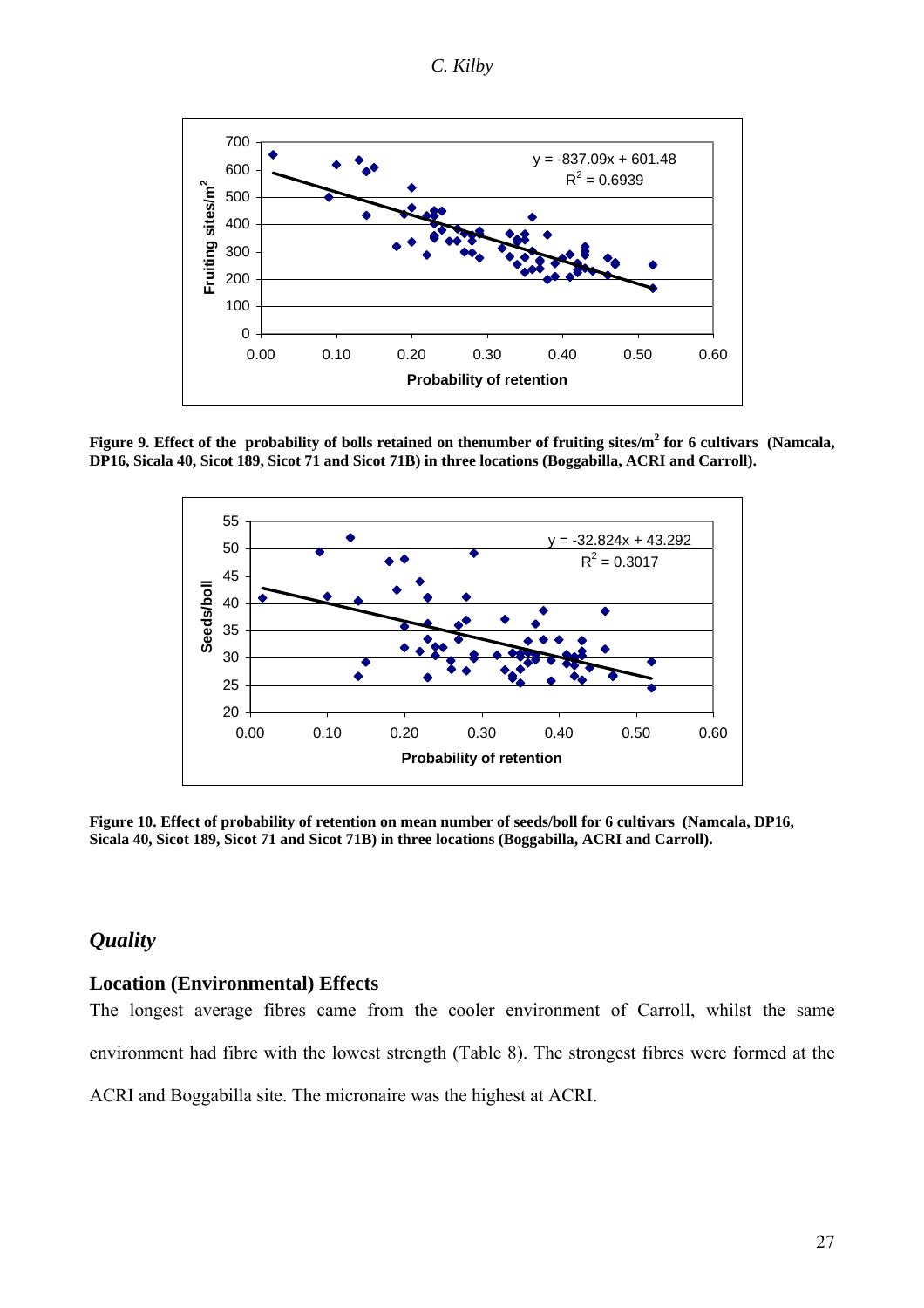Figure 9. Effect of the probability of bolls retained on thenumber of fruiting sites/m$^2$ for 6 cultivars (Namcala, DP16, Sicala 40, Sicot 189, Sicot 71 and Sicot 71B) in three locations (Boggabilla, ACRI and Carroll).

Figure 10. Effect of probability of retention on mean number of seeds/boll for 6 cultivars (Namcala, DP16, Sicala 40, Sicot 189, Sicot 71 and Sicot 71B) in three locations (Boggabilla, ACRI and Carroll).

## *Quality*

### Location (Environmental) Effects

The longest average fibres came from the cooler environment of Carroll, whilst the same environment had fibre with the lowest strength (Table 8). The strongest fibres were formed at the ACRI and Boggabilla site. The micronaire was the highest at ACRI.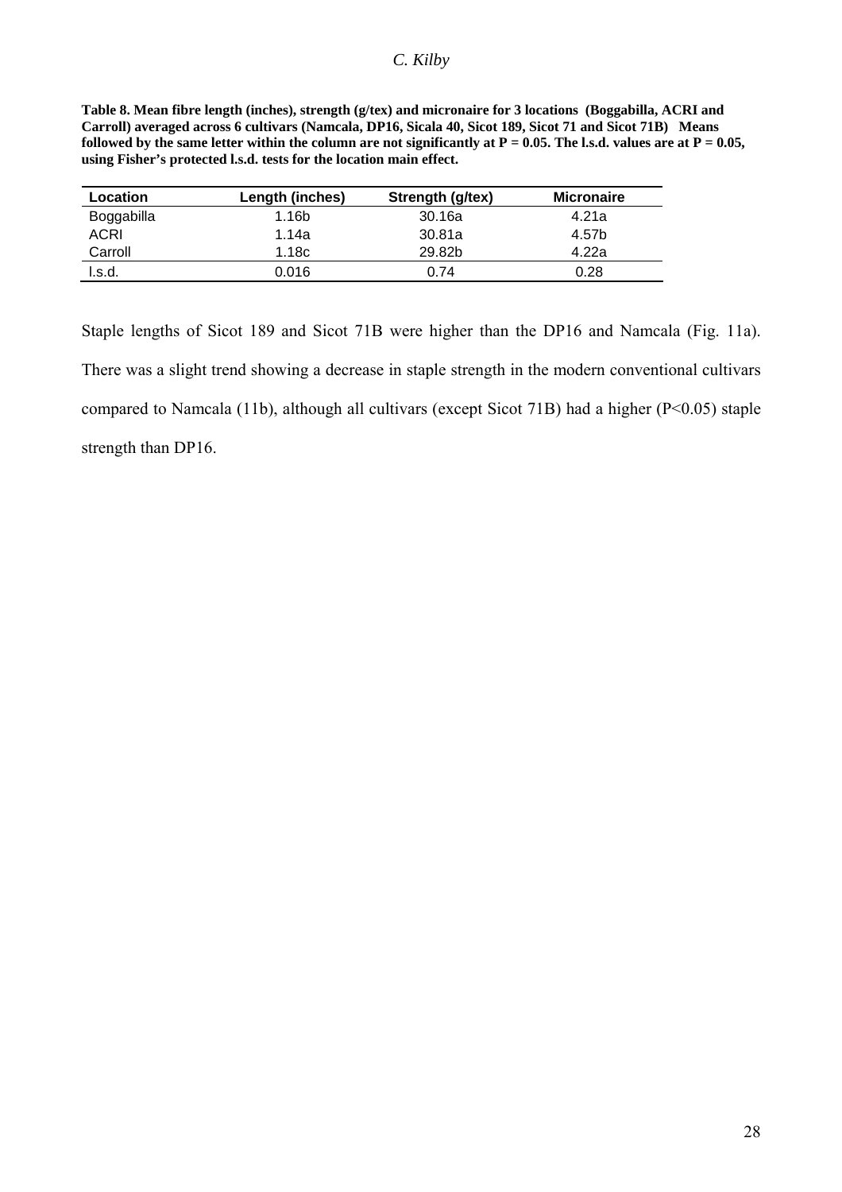**Table 8. Mean fibre length (inches), strength (g/tex) and micronaire for 3 locations (Boggabilla, ACRI and Carroll) averaged across 6 cultivars (Namcala, DP16, Sicala 40, Sicot 189, Sicot 71 and Sicot 71B) Means followed by the same letter within the column are not significantly at P = 0.05. The l.s.d. values are at P = 0.05, using Fisher's protected l.s.d. tests for the location main effect.**

| Location | Length (inches) | Strength (g/tex) | Micronaire |
|---|---|---|---|
| Boggabilla | 1.16b | 30.16a | 4.21a |
| ACRI | 1.14a | 30.81a | 4.57b |
| Carroll | 1.18c | 29.82b | 4.22a |
| l.s.d. | 0.016 | 0.74 | 0.28 |

Staple lengths of Sicot 189 and Sicot 71B were higher than the DP16 and Namcala (Fig. 11a). There was a slight trend showing a decrease in staple strength in the modern conventional cultivars compared to Namcala (11b), although all cultivars (except Sicot 71B) had a higher ($P<0.05$) staple strength than DP16.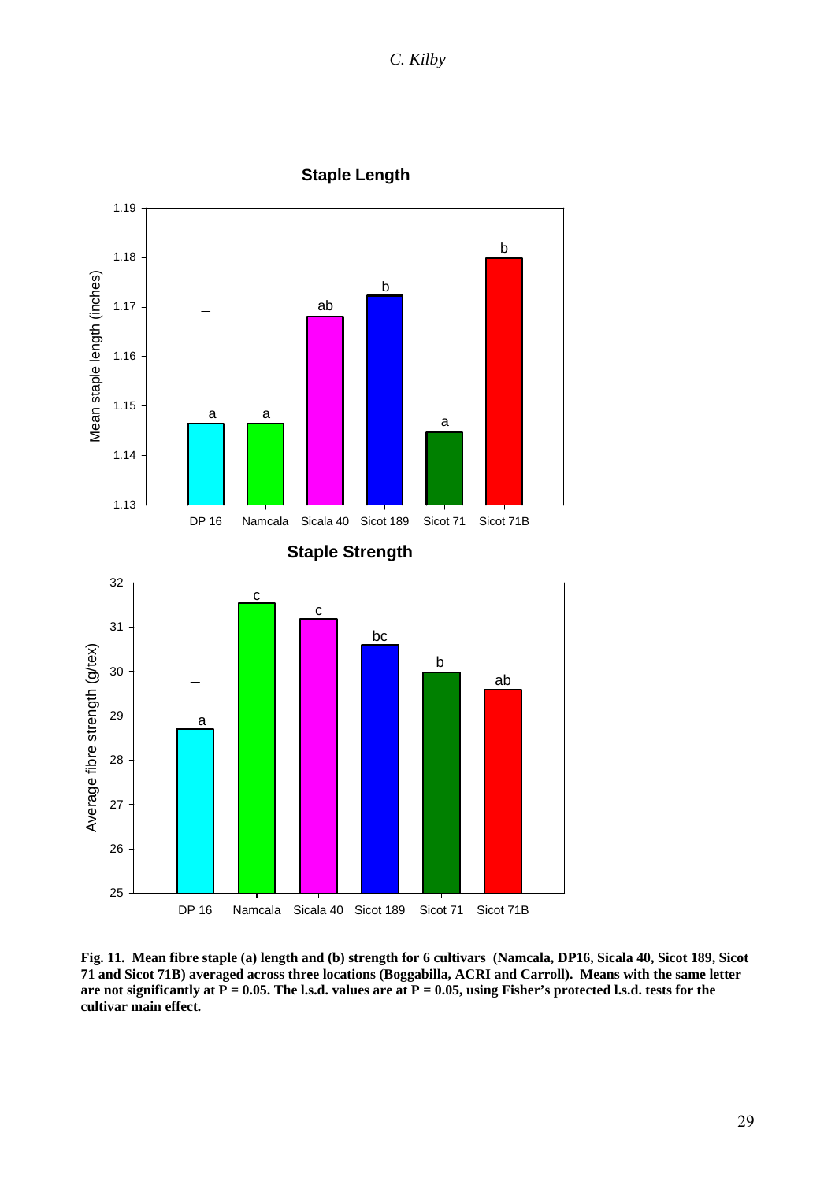**Staple Length**

**Staple Strength**

**Fig. 11. Mean fibre staple (a) length and (b) strength for 6 cultivars (Namcala, DP16, Sicala 40, Sicot 189, Sicot 71 and Sicot 71B) averaged across three locations (Boggabilla, ACRI and Carroll). Means with the same letter are not significantly at P = 0.05. The l.s.d. values are at P = 0.05, using Fisher's protected l.s.d. tests for the cultivar main effect.**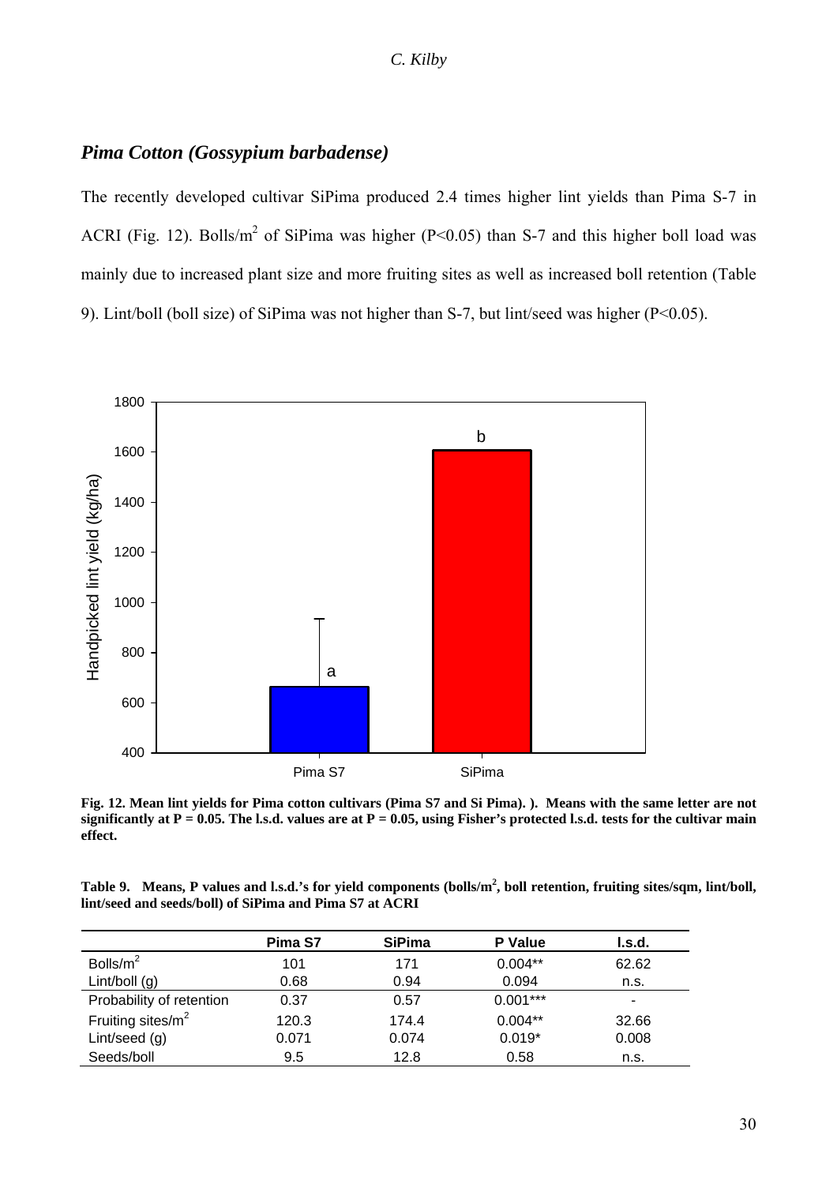## *Pima Cotton (Gossypium barbadense)*

The recently developed cultivar SiPima produced 2.4 times higher lint yields than Pima S-7 in ACRI (Fig. 12). Bolls/m$^2$ of SiPima was higher ($P<0.05$) than S-7 and this higher boll load was mainly due to increased plant size and more fruiting sites as well as increased boll retention (Table 9). Lint/boll (boll size) of SiPima was not higher than S-7, but lint/seed was higher ($P<0.05$).

**Fig. 12. Mean lint yields for Pima cotton cultivars (Pima S7 and Si Pima). ). Means with the same letter are not significantly at P = 0.05. The l.s.d. values are at P = 0.05, using Fisher's protected l.s.d. tests for the cultivar main effect.**

**Table 9. Means, P values and l.s.d.'s for yield components (bolls/m$^2$, boll retention, fruiting sites/sqm, lint/boll, lint/seed and seeds/boll) of SiPima and Pima S7 at ACRI**

| | Pima S7 | SiPima | P Value | l.s.d. |
|---|---|---|---|---|
| Bolls/m$^2$ | 101 | 171 | 0.004** | 62.62 |
| Lint/boll (g) | 0.68 | 0.94 | 0.094 | n.s. |
| Probability of retention | 0.37 | 0.57 | 0.001*** | - |
| Fruiting sites/m$^2$ | 120.3 | 174.4 | 0.004** | 32.66 |
| Lint/seed (g) | 0.071 | 0.074 | 0.019* | 0.008 |
| Seeds/boll | 9.5 | 12.8 | 0.58 | n.s. |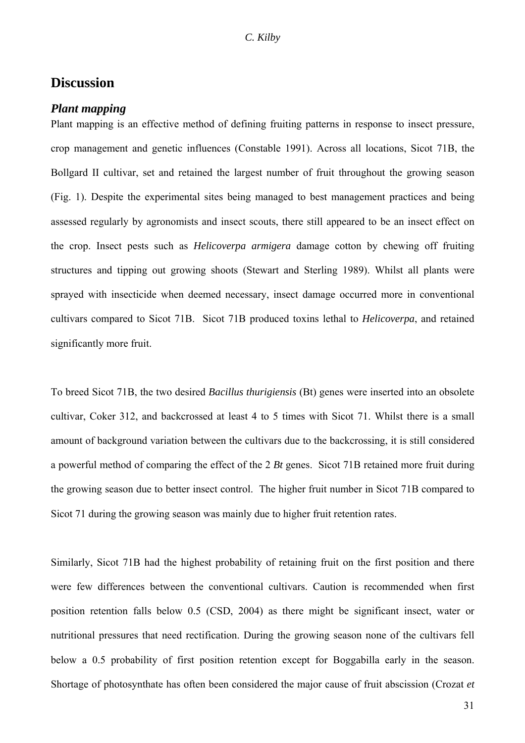## Discussion

### *Plant mapping*

Plant mapping is an effective method of defining fruiting patterns in response to insect pressure, crop management and genetic influences (Constable 1991). Across all locations, Sicot 71B, the Bollgard II cultivar, set and retained the largest number of fruit throughout the growing season (Fig. 1). Despite the experimental sites being managed to best management practices and being assessed regularly by agronomists and insect scouts, there still appeared to be an insect effect on the crop. Insect pests such as *Helicoverpa armigera* damage cotton by chewing off fruiting structures and tipping out growing shoots (Stewart and Sterling 1989). Whilst all plants were sprayed with insecticide when deemed necessary, insect damage occurred more in conventional cultivars compared to Sicot 71B. Sicot 71B produced toxins lethal to *Helicoverpa*, and retained significantly more fruit.

To breed Sicot 71B, the two desired *Bacillus thurigiensis* (Bt) genes were inserted into an obsolete cultivar, Coker 312, and backcrossed at least 4 to 5 times with Sicot 71. Whilst there is a small amount of background variation between the cultivars due to the backcrossing, it is still considered a powerful method of comparing the effect of the 2 *Bt* genes. Sicot 71B retained more fruit during the growing season due to better insect control. The higher fruit number in Sicot 71B compared to Sicot 71 during the growing season was mainly due to higher fruit retention rates.

Similarly, Sicot 71B had the highest probability of retaining fruit on the first position and there were few differences between the conventional cultivars. Caution is recommended when first position retention falls below 0.5 (CSD, 2004) as there might be significant insect, water or nutritional pressures that need rectification. During the growing season none of the cultivars fell below a 0.5 probability of first position retention except for Boggabilla early in the season. Shortage of photosynthate has often been considered the major cause of fruit abscission (Crozat *et*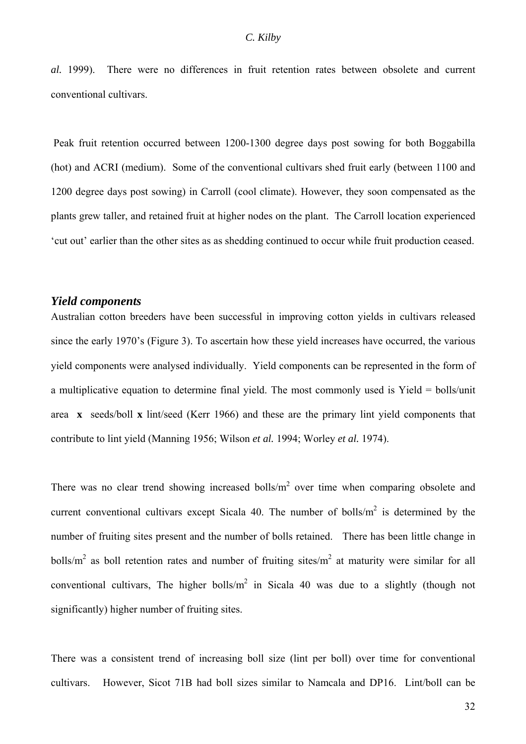*al.* 1999). There were no differences in fruit retention rates between obsolete and current conventional cultivars.

Peak fruit retention occurred between 1200-1300 degree days post sowing for both Boggabilla (hot) and ACRI (medium). Some of the conventional cultivars shed fruit early (between 1100 and 1200 degree days post sowing) in Carroll (cool climate). However, they soon compensated as the plants grew taller, and retained fruit at higher nodes on the plant. The Carroll location experienced 'cut out' earlier than the other sites as as shedding continued to occur while fruit production ceased.

### *Yield components*

Australian cotton breeders have been successful in improving cotton yields in cultivars released since the early 1970's (Figure 3). To ascertain how these yield increases have occurred, the various yield components were analysed individually. Yield components can be represented in the form of a multiplicative equation to determine final yield. The most commonly used is Yield = bolls/unit area **x** seeds/boll **x** lint/seed (Kerr 1966) and these are the primary lint yield components that contribute to lint yield (Manning 1956; Wilson *et al.* 1994; Worley *et al.* 1974).

There was no clear trend showing increased bolls/$m^2$ over time when comparing obsolete and current conventional cultivars except Sicala 40. The number of bolls/$m^2$ is determined by the number of fruiting sites present and the number of bolls retained. There has been little change in bolls/$m^2$ as boll retention rates and number of fruiting sites/$m^2$ at maturity were similar for all conventional cultivars, The higher bolls/$m^2$ in Sicala 40 was due to a slightly (though not significantly) higher number of fruiting sites.

There was a consistent trend of increasing boll size (lint per boll) over time for conventional cultivars. However, Sicot 71B had boll sizes similar to Namcala and DP16. Lint/boll can be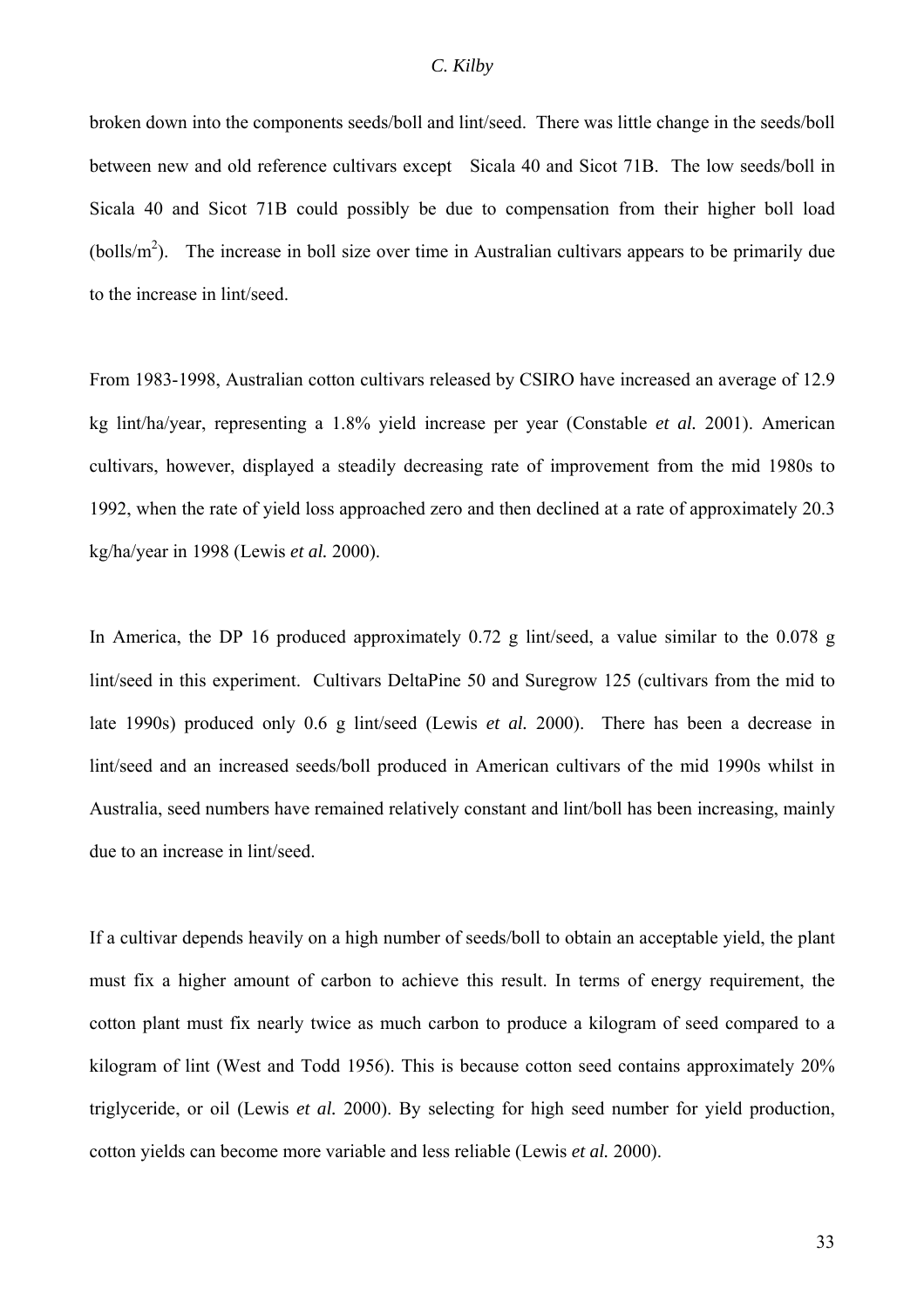broken down into the components seeds/boll and lint/seed. There was little change in the seeds/boll between new and old reference cultivars except Sicala 40 and Sicot 71B. The low seeds/boll in Sicala 40 and Sicot 71B could possibly be due to compensation from their higher boll load (bolls/$m^2$). The increase in boll size over time in Australian cultivars appears to be primarily due to the increase in lint/seed.

From 1983-1998, Australian cotton cultivars released by CSIRO have increased an average of 12.9 kg lint/ha/year, representing a 1.8% yield increase per year (Constable *et al.* 2001). American cultivars, however, displayed a steadily decreasing rate of improvement from the mid 1980s to 1992, when the rate of yield loss approached zero and then declined at a rate of approximately 20.3 kg/ha/year in 1998 (Lewis *et al.* 2000).

In America, the DP 16 produced approximately 0.72 g lint/seed, a value similar to the 0.078 g lint/seed in this experiment. Cultivars DeltaPine 50 and Suregrow 125 (cultivars from the mid to late 1990s) produced only 0.6 g lint/seed (Lewis *et al.* 2000). There has been a decrease in lint/seed and an increased seeds/boll produced in American cultivars of the mid 1990s whilst in Australia, seed numbers have remained relatively constant and lint/boll has been increasing, mainly due to an increase in lint/seed.

If a cultivar depends heavily on a high number of seeds/boll to obtain an acceptable yield, the plant must fix a higher amount of carbon to achieve this result. In terms of energy requirement, the cotton plant must fix nearly twice as much carbon to produce a kilogram of seed compared to a kilogram of lint (West and Todd 1956). This is because cotton seed contains approximately 20% triglyceride, or oil (Lewis *et al.* 2000). By selecting for high seed number for yield production, cotton yields can become more variable and less reliable (Lewis *et al.* 2000).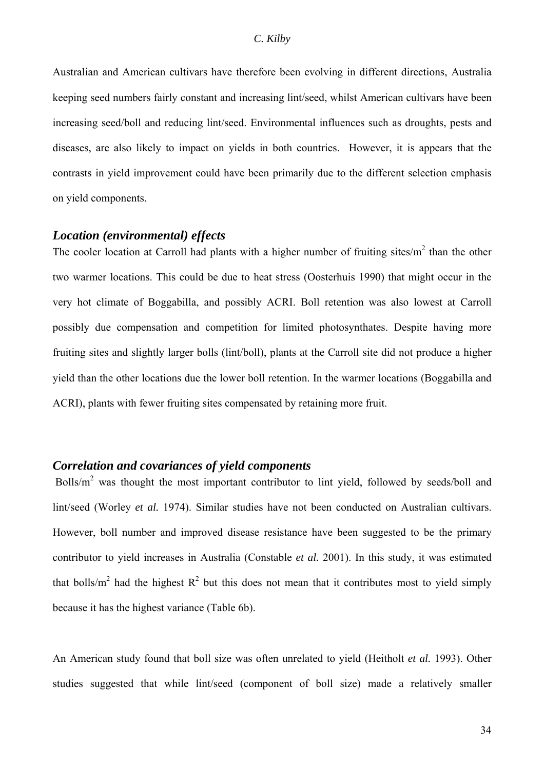Australian and American cultivars have therefore been evolving in different directions, Australia keeping seed numbers fairly constant and increasing lint/seed, whilst American cultivars have been increasing seed/boll and reducing lint/seed. Environmental influences such as droughts, pests and diseases, are also likely to impact on yields in both countries. However, it is appears that the contrasts in yield improvement could have been primarily due to the different selection emphasis on yield components.

### *Location (environmental) effects*

The cooler location at Carroll had plants with a higher number of fruiting sites/$m^2$ than the other two warmer locations. This could be due to heat stress (Oosterhuis 1990) that might occur in the very hot climate of Boggabilla, and possibly ACRI. Boll retention was also lowest at Carroll possibly due compensation and competition for limited photosynthates. Despite having more fruiting sites and slightly larger bolls (lint/boll), plants at the Carroll site did not produce a higher yield than the other locations due the lower boll retention. In the warmer locations (Boggabilla and ACRI), plants with fewer fruiting sites compensated by retaining more fruit.

### *Correlation and covariances of yield components*

Bolls/$m^2$ was thought the most important contributor to lint yield, followed by seeds/boll and lint/seed (Worley *et al.* 1974). Similar studies have not been conducted on Australian cultivars. However, boll number and improved disease resistance have been suggested to be the primary contributor to yield increases in Australia (Constable *et al.* 2001). In this study, it was estimated that bolls/$m^2$ had the highest $R^2$ but this does not mean that it contributes most to yield simply because it has the highest variance (Table 6b).

An American study found that boll size was often unrelated to yield (Heitholt *et al.* 1993). Other studies suggested that while lint/seed (component of boll size) made a relatively smaller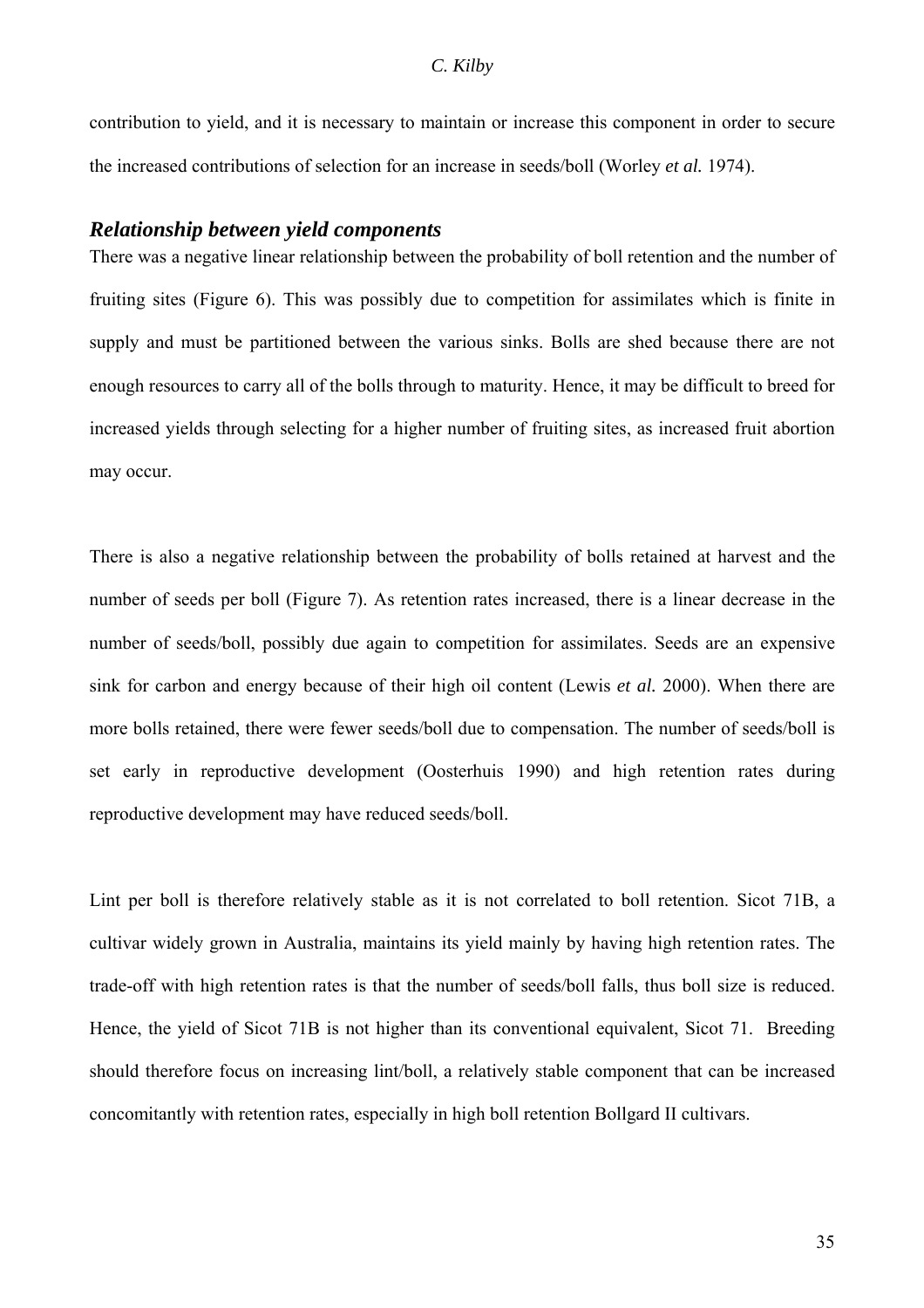contribution to yield, and it is necessary to maintain or increase this component in order to secure the increased contributions of selection for an increase in seeds/boll (Worley *et al.* 1974).

### *Relationship between yield components*

There was a negative linear relationship between the probability of boll retention and the number of fruiting sites (Figure 6). This was possibly due to competition for assimilates which is finite in supply and must be partitioned between the various sinks. Bolls are shed because there are not enough resources to carry all of the bolls through to maturity. Hence, it may be difficult to breed for increased yields through selecting for a higher number of fruiting sites, as increased fruit abortion may occur.

There is also a negative relationship between the probability of bolls retained at harvest and the number of seeds per boll (Figure 7). As retention rates increased, there is a linear decrease in the number of seeds/boll, possibly due again to competition for assimilates. Seeds are an expensive sink for carbon and energy because of their high oil content (Lewis *et al.* 2000). When there are more bolls retained, there were fewer seeds/boll due to compensation. The number of seeds/boll is set early in reproductive development (Oosterhuis 1990) and high retention rates during reproductive development may have reduced seeds/boll.

Lint per boll is therefore relatively stable as it is not correlated to boll retention. Sicot 71B, a cultivar widely grown in Australia, maintains its yield mainly by having high retention rates. The trade-off with high retention rates is that the number of seeds/boll falls, thus boll size is reduced. Hence, the yield of Sicot 71B is not higher than its conventional equivalent, Sicot 71. Breeding should therefore focus on increasing lint/boll, a relatively stable component that can be increased concomitantly with retention rates, especially in high boll retention Bollgard II cultivars.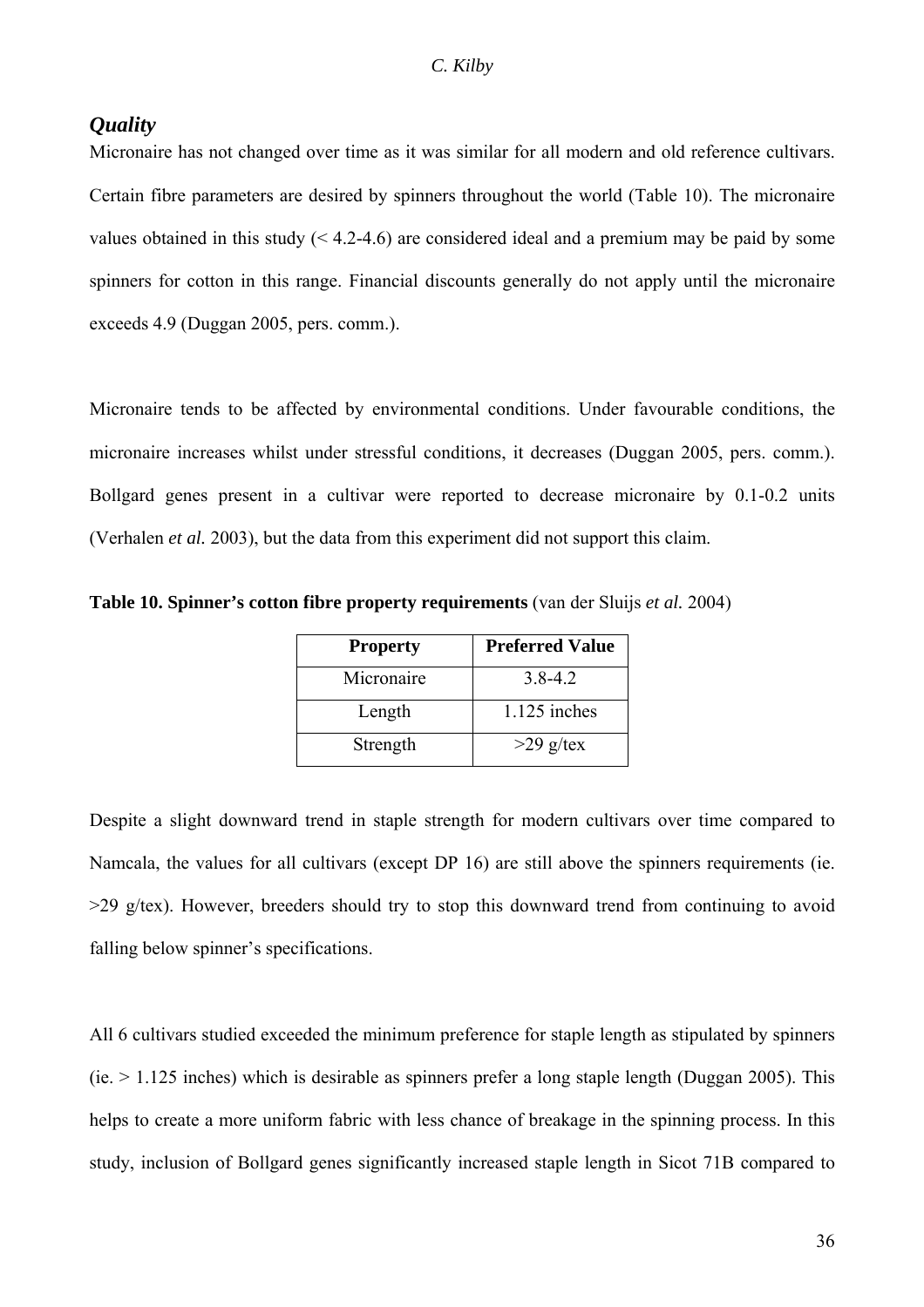### *Quality*

Micronaire has not changed over time as it was similar for all modern and old reference cultivars. Certain fibre parameters are desired by spinners throughout the world (Table 10). The micronaire values obtained in this study (< 4.2-4.6) are considered ideal and a premium may be paid by some spinners for cotton in this range. Financial discounts generally do not apply until the micronaire exceeds 4.9 (Duggan 2005, pers. comm.).

Micronaire tends to be affected by environmental conditions. Under favourable conditions, the micronaire increases whilst under stressful conditions, it decreases (Duggan 2005, pers. comm.). Bollgard genes present in a cultivar were reported to decrease micronaire by 0.1-0.2 units (Verhalen *et al.* 2003), but the data from this experiment did not support this claim.

**Table 10. Spinner's cotton fibre property requirements** (van der Sluijs *et al.* 2004)

| Property | Preferred Value |
|---|---|
| Micronaire | 3.8-4.2 |
| Length | 1.125 inches |
| Strength | >29 g/tex |

Despite a slight downward trend in staple strength for modern cultivars over time compared to Namcala, the values for all cultivars (except DP 16) are still above the spinners requirements (ie. >29 g/tex). However, breeders should try to stop this downward trend from continuing to avoid falling below spinner's specifications.

All 6 cultivars studied exceeded the minimum preference for staple length as stipulated by spinners (ie. > 1.125 inches) which is desirable as spinners prefer a long staple length (Duggan 2005). This helps to create a more uniform fabric with less chance of breakage in the spinning process. In this study, inclusion of Bollgard genes significantly increased staple length in Sicot 71B compared to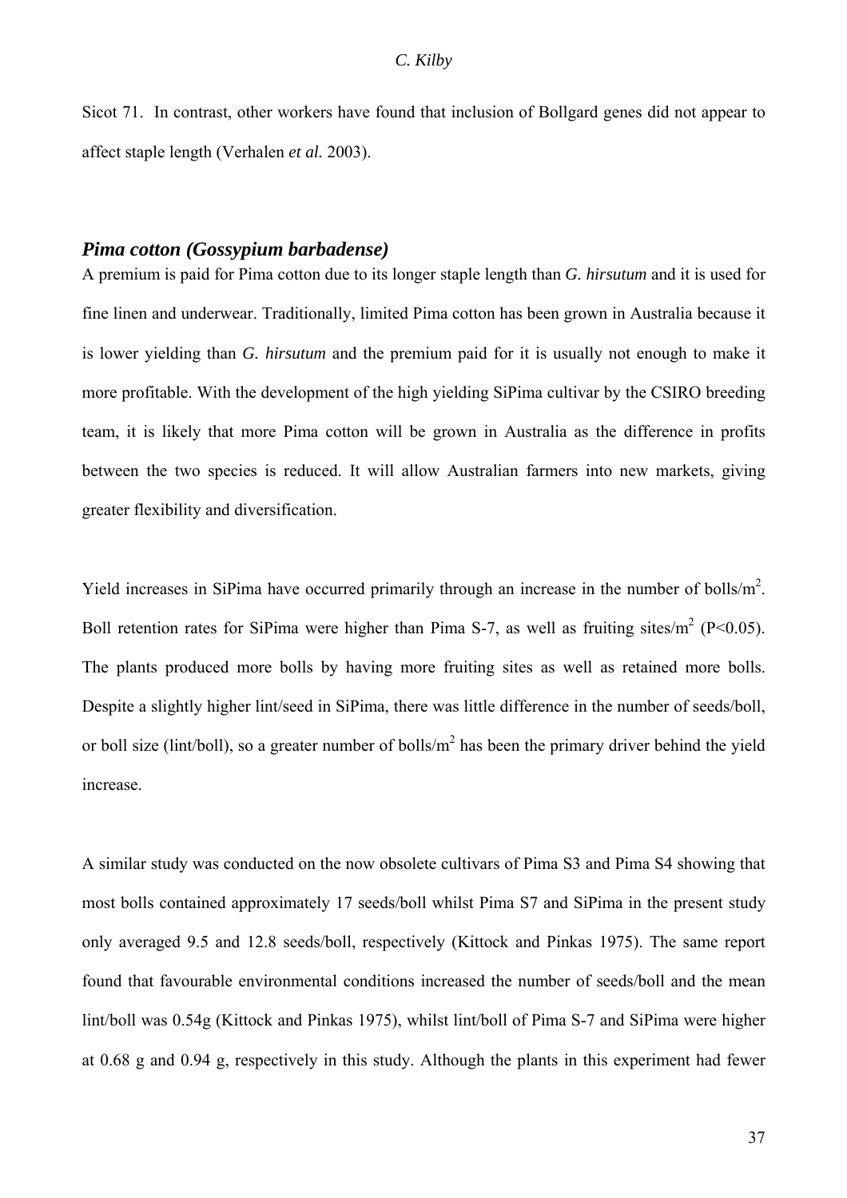Sicot 71. In contrast, other workers have found that inclusion of Bollgard genes did not appear to affect staple length (Verhalen *et al.* 2003).

### *Pima cotton (Gossypium barbadense)*

A premium is paid for Pima cotton due to its longer staple length than *G. hirsutum* and it is used for fine linen and underwear. Traditionally, limited Pima cotton has been grown in Australia because it is lower yielding than *G. hirsutum* and the premium paid for it is usually not enough to make it more profitable. With the development of the high yielding SiPima cultivar by the CSIRO breeding team, it is likely that more Pima cotton will be grown in Australia as the difference in profits between the two species is reduced. It will allow Australian farmers into new markets, giving greater flexibility and diversification.

Yield increases in SiPima have occurred primarily through an increase in the number of bolls/$m^2$. Boll retention rates for SiPima were higher than Pima S-7, as well as fruiting sites/$m^2$ ($P<0.05$). The plants produced more bolls by having more fruiting sites as well as retained more bolls. Despite a slightly higher lint/seed in SiPima, there was little difference in the number of seeds/boll, or boll size (lint/boll), so a greater number of bolls/$m^2$ has been the primary driver behind the yield increase.

A similar study was conducted on the now obsolete cultivars of Pima S3 and Pima S4 showing that most bolls contained approximately 17 seeds/boll whilst Pima S7 and SiPima in the present study only averaged 9.5 and 12.8 seeds/boll, respectively (Kittock and Pinkas 1975). The same report found that favourable environmental conditions increased the number of seeds/boll and the mean lint/boll was 0.54g (Kittock and Pinkas 1975), whilst lint/boll of Pima S-7 and SiPima were higher at 0.68 g and 0.94 g, respectively in this study. Although the plants in this experiment had fewer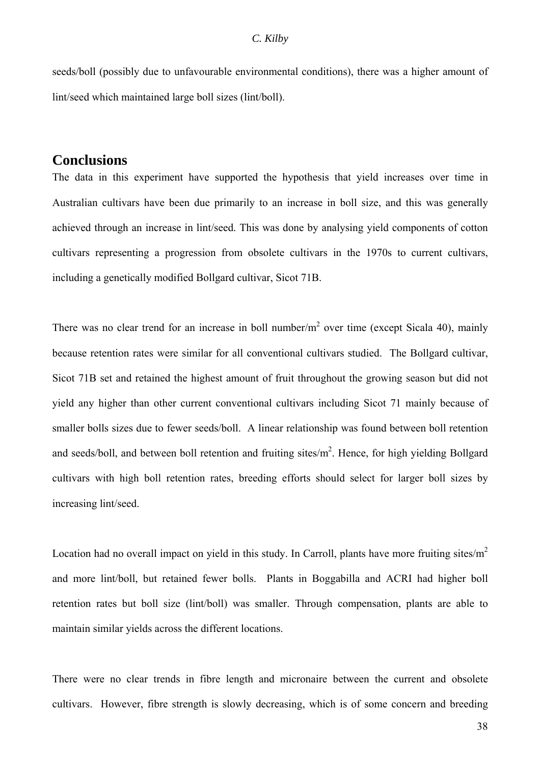seeds/boll (possibly due to unfavourable environmental conditions), there was a higher amount of lint/seed which maintained large boll sizes (lint/boll).

## Conclusions

The data in this experiment have supported the hypothesis that yield increases over time in Australian cultivars have been due primarily to an increase in boll size, and this was generally achieved through an increase in lint/seed. This was done by analysing yield components of cotton cultivars representing a progression from obsolete cultivars in the 1970s to current cultivars, including a genetically modified Bollgard cultivar, Sicot 71B.

There was no clear trend for an increase in boll number/$m^2$ over time (except Sicala 40), mainly because retention rates were similar for all conventional cultivars studied. The Bollgard cultivar, Sicot 71B set and retained the highest amount of fruit throughout the growing season but did not yield any higher than other current conventional cultivars including Sicot 71 mainly because of smaller bolls sizes due to fewer seeds/boll. A linear relationship was found between boll retention and seeds/boll, and between boll retention and fruiting sites/$m^2$. Hence, for high yielding Bollgard cultivars with high boll retention rates, breeding efforts should select for larger boll sizes by increasing lint/seed.

Location had no overall impact on yield in this study. In Carroll, plants have more fruiting sites/$m^2$ and more lint/boll, but retained fewer bolls. Plants in Boggabilla and ACRI had higher boll retention rates but boll size (lint/boll) was smaller. Through compensation, plants are able to maintain similar yields across the different locations.

There were no clear trends in fibre length and micronaire between the current and obsolete cultivars. However, fibre strength is slowly decreasing, which is of some concern and breeding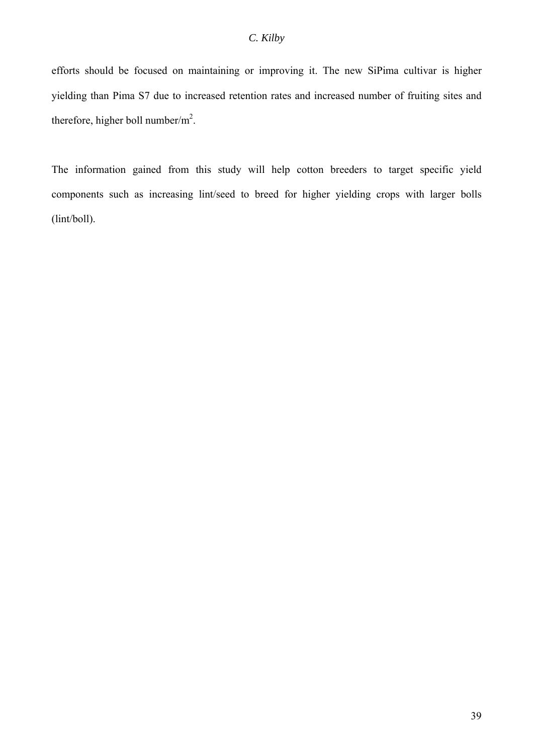efforts should be focused on maintaining or improving it. The new SiPima cultivar is higher yielding than Pima S7 due to increased retention rates and increased number of fruiting sites and therefore, higher boll number/$m^2$.

The information gained from this study will help cotton breeders to target specific yield components such as increasing lint/seed to breed for higher yielding crops with larger bolls (lint/boll).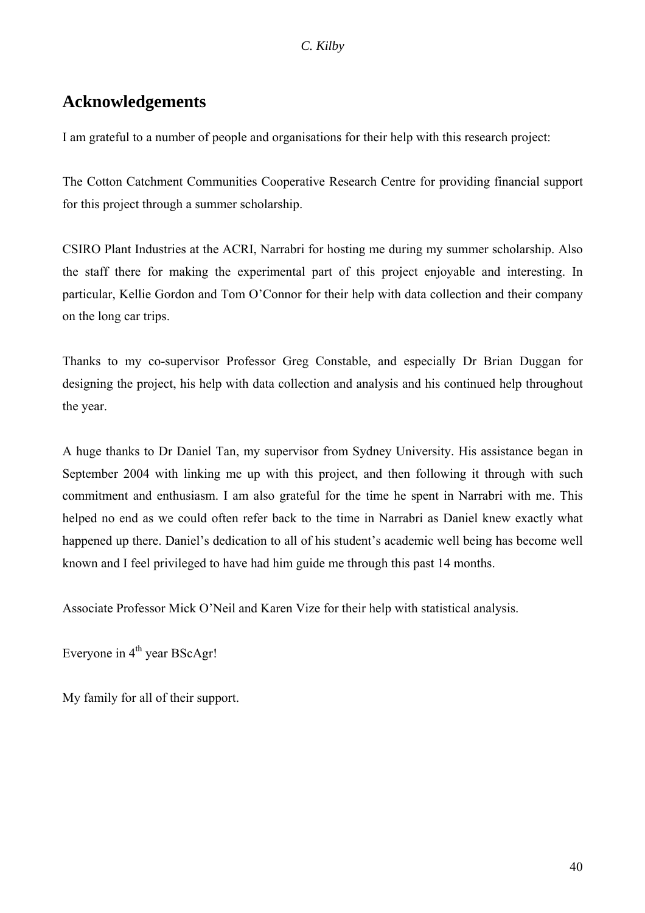## Acknowledgements

I am grateful to a number of people and organisations for their help with this research project:

The Cotton Catchment Communities Cooperative Research Centre for providing financial support for this project through a summer scholarship.

CSIRO Plant Industries at the ACRI, Narrabri for hosting me during my summer scholarship. Also the staff there for making the experimental part of this project enjoyable and interesting. In particular, Kellie Gordon and Tom O'Connor for their help with data collection and their company on the long car trips.

Thanks to my co-supervisor Professor Greg Constable, and especially Dr Brian Duggan for designing the project, his help with data collection and analysis and his continued help throughout the year.

A huge thanks to Dr Daniel Tan, my supervisor from Sydney University. His assistance began in September 2004 with linking me up with this project, and then following it through with such commitment and enthusiasm. I am also grateful for the time he spent in Narrabri with me. This helped no end as we could often refer back to the time in Narrabri as Daniel knew exactly what happened up there. Daniel's dedication to all of his student's academic well being has become well known and I feel privileged to have had him guide me through this past 14 months.

Associate Professor Mick O'Neil and Karen Vize for their help with statistical analysis.

Everyone in 4th year BScAgr!

My family for all of their support.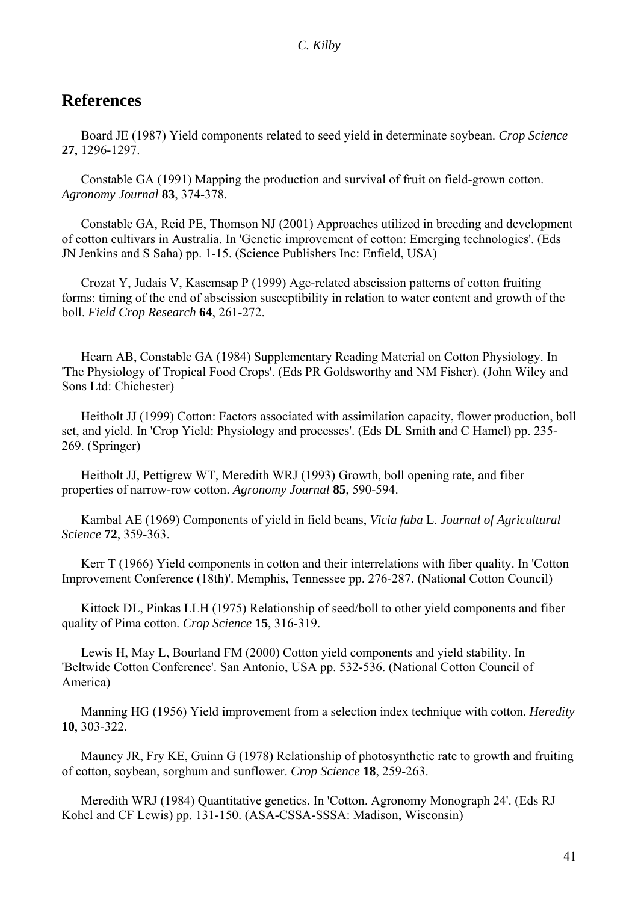## References

Board JE (1987) Yield components related to seed yield in determinate soybean. *Crop Science* **27**, 1296-1297.

Constable GA (1991) Mapping the production and survival of fruit on field-grown cotton. *Agronomy Journal* **83**, 374-378.

Constable GA, Reid PE, Thomson NJ (2001) Approaches utilized in breeding and development of cotton cultivars in Australia. In 'Genetic improvement of cotton: Emerging technologies'. (Eds JN Jenkins and S Saha) pp. 1-15. (Science Publishers Inc: Enfield, USA)

Crozat Y, Judais V, Kasemsap P (1999) Age-related abscission patterns of cotton fruiting forms: timing of the end of abscission susceptibility in relation to water content and growth of the boll. *Field Crop Research* **64**, 261-272.

Hearn AB, Constable GA (1984) Supplementary Reading Material on Cotton Physiology. In 'The Physiology of Tropical Food Crops'. (Eds PR Goldsworthy and NM Fisher). (John Wiley and Sons Ltd: Chichester)

Heitholt JJ (1999) Cotton: Factors associated with assimilation capacity, flower production, boll set, and yield. In 'Crop Yield: Physiology and processes'. (Eds DL Smith and C Hamel) pp. 235-269. (Springer)

Heitholt JJ, Pettigrew WT, Meredith WRJ (1993) Growth, boll opening rate, and fiber properties of narrow-row cotton. *Agronomy Journal* **85**, 590-594.

Kambal AE (1969) Components of yield in field beans, *Vicia faba* L. *Journal of Agricultural Science* **72**, 359-363.

Kerr T (1966) Yield components in cotton and their interrelations with fiber quality. In 'Cotton Improvement Conference (18th)'. Memphis, Tennessee pp. 276-287. (National Cotton Council)

Kittock DL, Pinkas LLH (1975) Relationship of seed/boll to other yield components and fiber quality of Pima cotton. *Crop Science* **15**, 316-319.

Lewis H, May L, Bourland FM (2000) Cotton yield components and yield stability. In 'Beltwide Cotton Conference'. San Antonio, USA pp. 532-536. (National Cotton Council of America)

Manning HG (1956) Yield improvement from a selection index technique with cotton. *Heredity* **10**, 303-322.

Mauney JR, Fry KE, Guinn G (1978) Relationship of photosynthetic rate to growth and fruiting of cotton, soybean, sorghum and sunflower. *Crop Science* **18**, 259-263.

Meredith WRJ (1984) Quantitative genetics. In 'Cotton. Agronomy Monograph 24'. (Eds RJ Kohel and CF Lewis) pp. 131-150. (ASA-CSSA-SSSA: Madison, Wisconsin)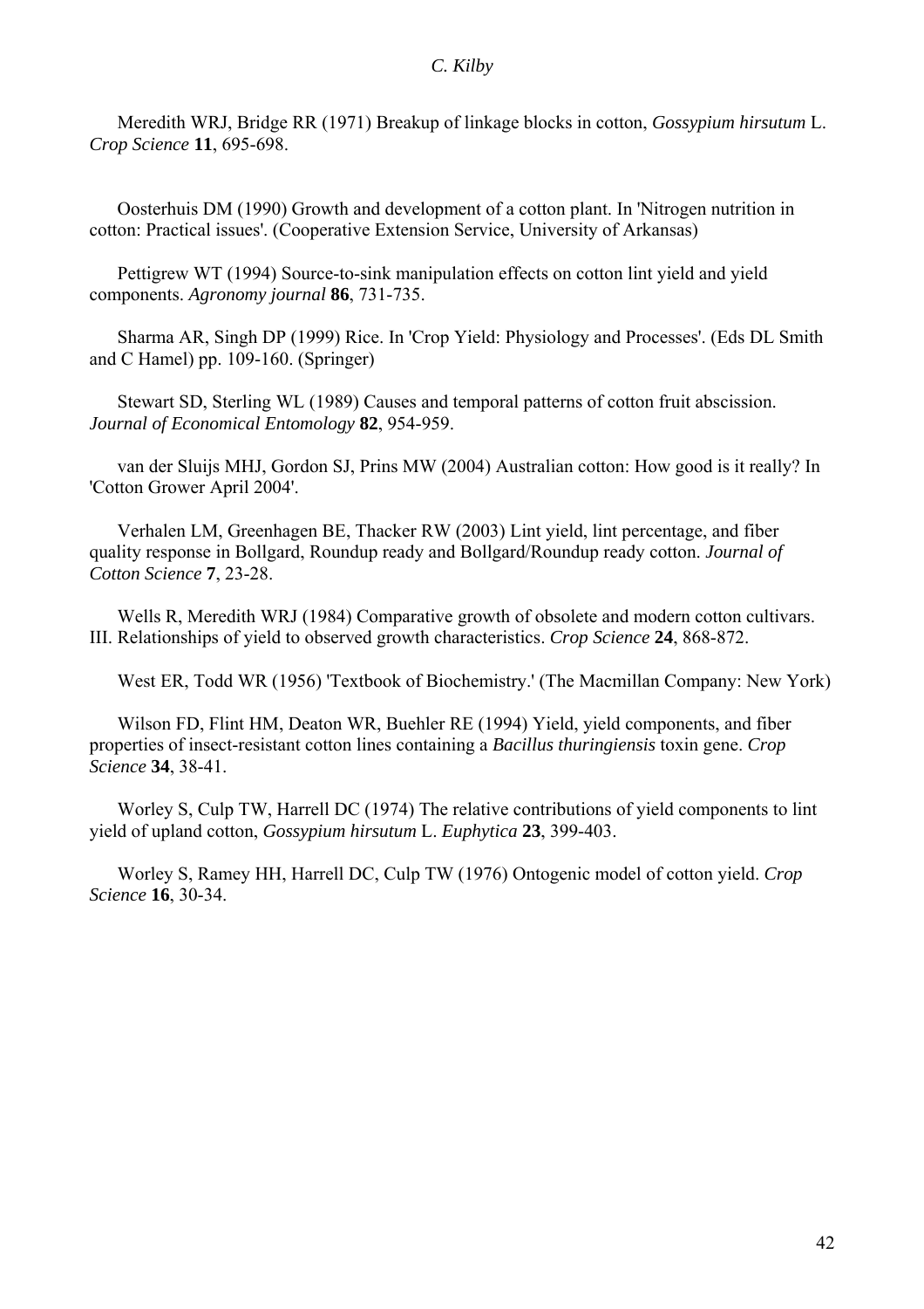Meredith WRJ, Bridge RR (1971) Breakup of linkage blocks in cotton, *Gossypium hirsutum* L. *Crop Science* **11**, 695-698.

Oosterhuis DM (1990) Growth and development of a cotton plant. In 'Nitrogen nutrition in cotton: Practical issues'. (Cooperative Extension Service, University of Arkansas)

Pettigrew WT (1994) Source-to-sink manipulation effects on cotton lint yield and yield components. *Agronomy journal* **86**, 731-735.

Sharma AR, Singh DP (1999) Rice. In 'Crop Yield: Physiology and Processes'. (Eds DL Smith and C Hamel) pp. 109-160. (Springer)

Stewart SD, Sterling WL (1989) Causes and temporal patterns of cotton fruit abscission. *Journal of Economical Entomology* **82**, 954-959.

van der Sluijs MHJ, Gordon SJ, Prins MW (2004) Australian cotton: How good is it really? In 'Cotton Grower April 2004'.

Verhalen LM, Greenhagen BE, Thacker RW (2003) Lint yield, lint percentage, and fiber quality response in Bollgard, Roundup ready and Bollgard/Roundup ready cotton. *Journal of Cotton Science* **7**, 23-28.

Wells R, Meredith WRJ (1984) Comparative growth of obsolete and modern cotton cultivars. III. Relationships of yield to observed growth characteristics. *Crop Science* **24**, 868-872.

West ER, Todd WR (1956) 'Textbook of Biochemistry.' (The Macmillan Company: New York)

Wilson FD, Flint HM, Deaton WR, Buehler RE (1994) Yield, yield components, and fiber properties of insect-resistant cotton lines containing a *Bacillus thuringiensis* toxin gene. *Crop Science* **34**, 38-41.

Worley S, Culp TW, Harrell DC (1974) The relative contributions of yield components to lint yield of upland cotton, *Gossypium hirsutum* L. *Euphytica* **23**, 399-403.

Worley S, Ramey HH, Harrell DC, Culp TW (1976) Ontogenic model of cotton yield. *Crop Science* **16**, 30-34.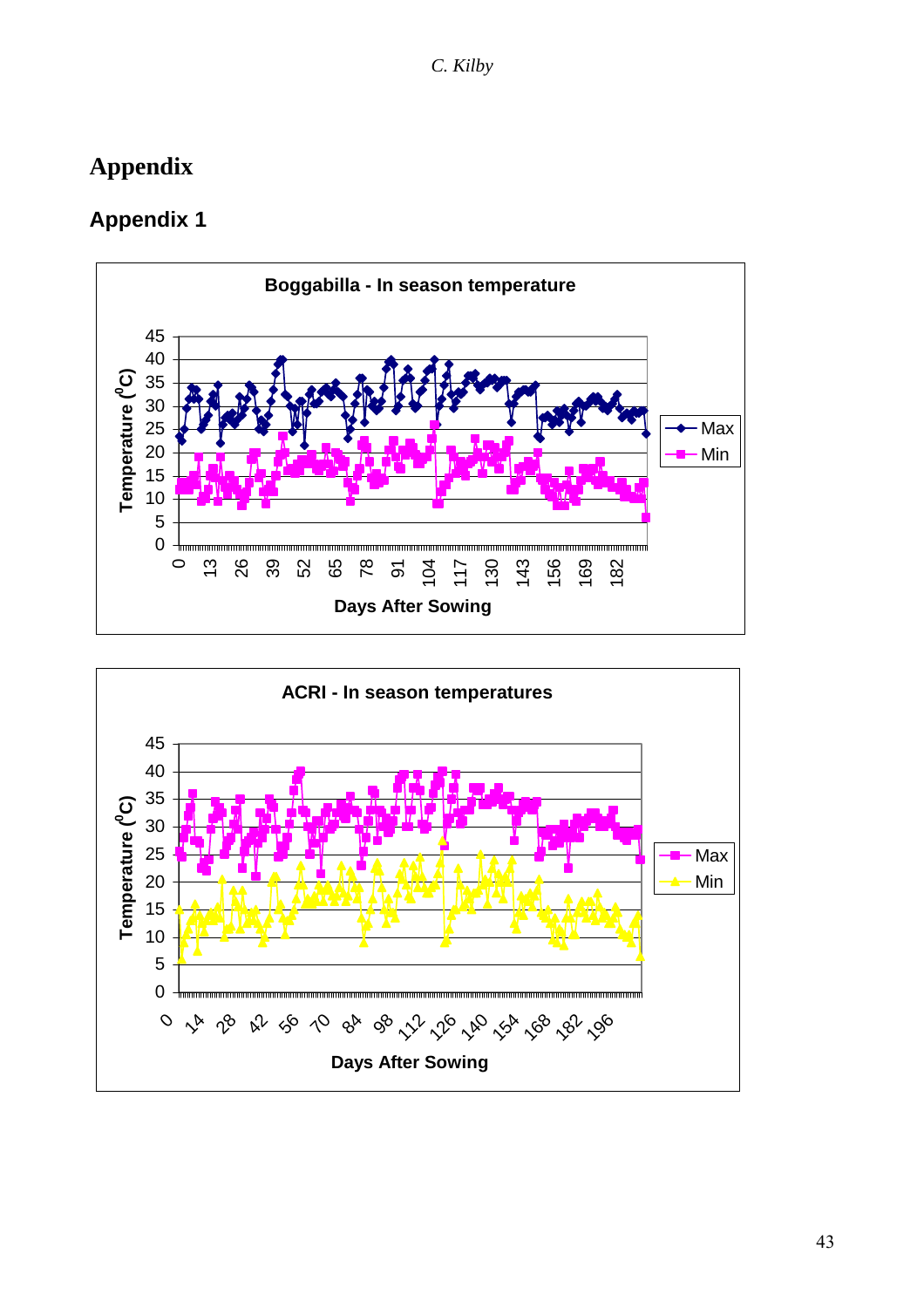# Appendix

## Appendix 1

**Boggabilla - In season temperature**

Temperature ($^0$C)

Days After Sowing

Max / Min

**ACRI - In season temperatures**

Temperature ($^0$C)

Days After Sowing

Max / Min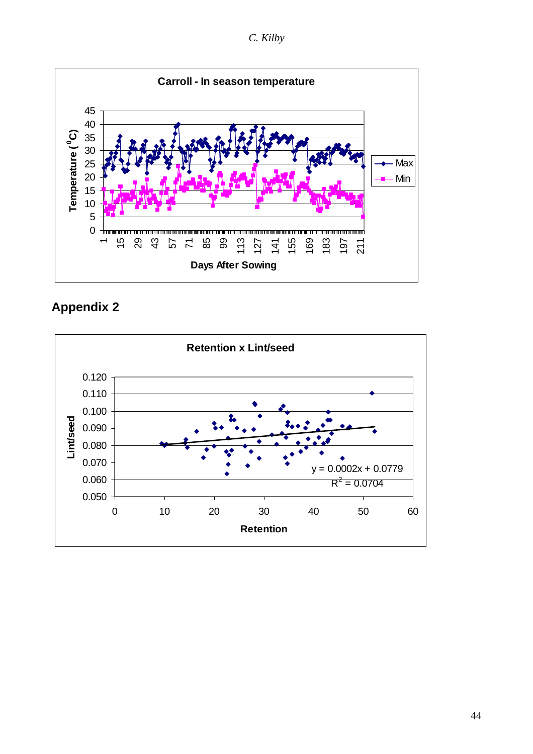**Carroll - In season temperature**

Temperature ($^0$C)

45
40
35
30
25
20
15
10
5
0

1 15 29 43 57 71 85 99 113 127 141 155 169 183 197 211

Days After Sowing

Max
Min

## Appendix 2

**Retention x Lint/seed**

Lint/seed

0.120
0.110
0.100
0.090
0.080
0.070
0.060
0.050

0 10 20 30 40 50 60

Retention

$y = 0.0002x + 0.0779$

$R^2 = 0.0704$